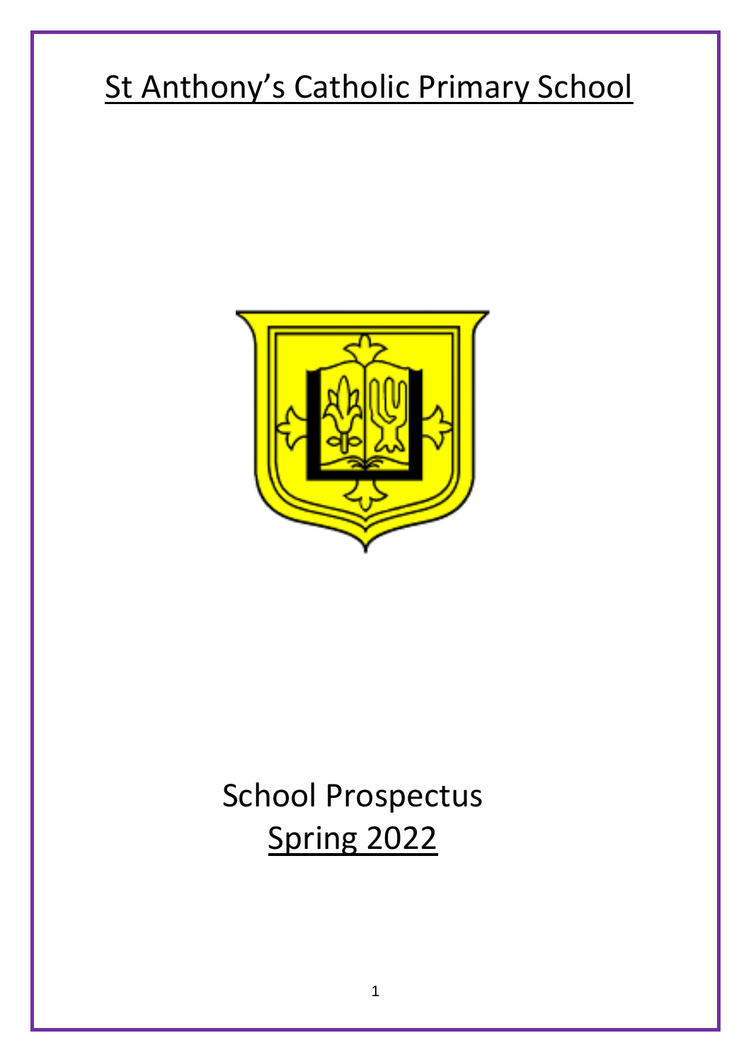# St Anthony's Catholic Primary School

School Prospectus

Spring 2022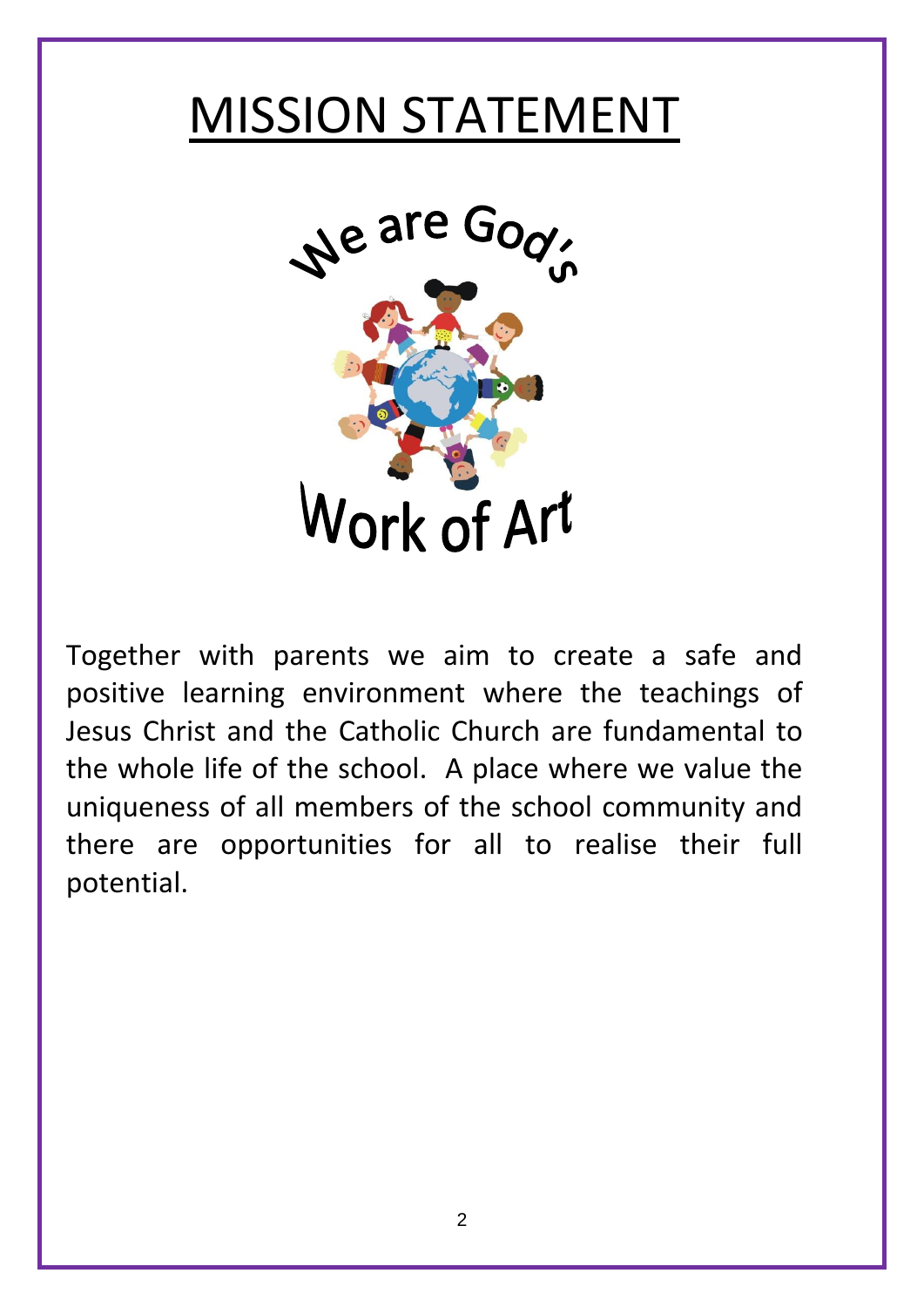# MISSION STATEMENT

We are God's Work of Art

Together with parents we aim to create a safe and positive learning environment where the teachings of Jesus Christ and the Catholic Church are fundamental to the whole life of the school. A place where we value the uniqueness of all members of the school community and there are opportunities for all to realise their full potential.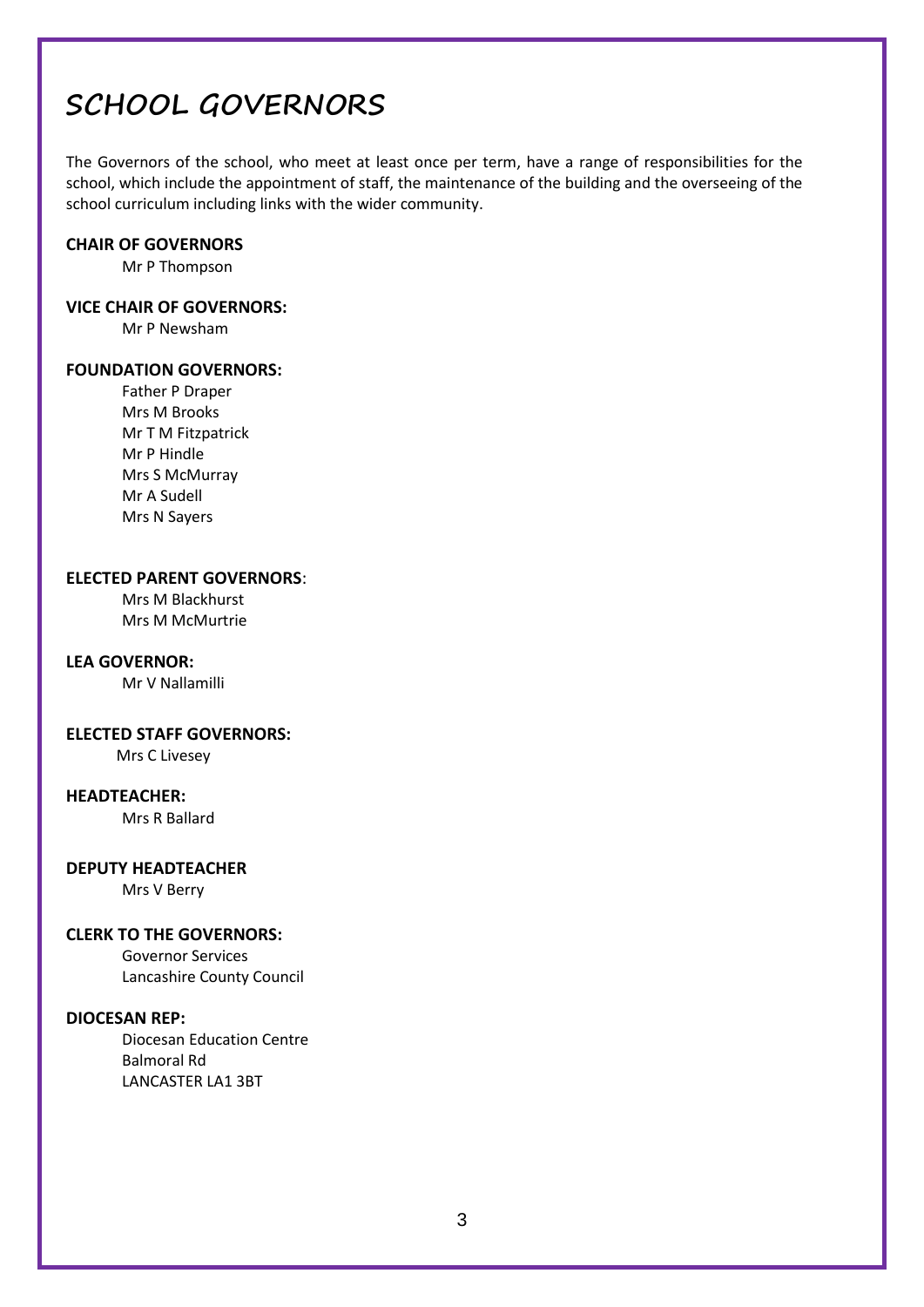# SCHOOL GOVERNORS

The Governors of the school, who meet at least once per term, have a range of responsibilities for the school, which include the appointment of staff, the maintenance of the building and the overseeing of the school curriculum including links with the wider community.

**CHAIR OF GOVERNORS**

Mr P Thompson

**VICE CHAIR OF GOVERNORS:**

Mr P Newsham

**FOUNDATION GOVERNORS:**

Father P Draper
Mrs M Brooks
Mr T M Fitzpatrick
Mr P Hindle
Mrs S McMurray
Mr A Sudell
Mrs N Sayers

**ELECTED PARENT GOVERNORS**:

Mrs M Blackhurst
Mrs M McMurtrie

**LEA GOVERNOR:**

Mr V Nallamilli

**ELECTED STAFF GOVERNORS:**

Mrs C Livesey

**HEADTEACHER:**

Mrs R Ballard

**DEPUTY HEADTEACHER**

Mrs V Berry

**CLERK TO THE GOVERNORS:**

Governor Services
Lancashire County Council

**DIOCESAN REP:**

Diocesan Education Centre
Balmoral Rd
LANCASTER LA1 3BT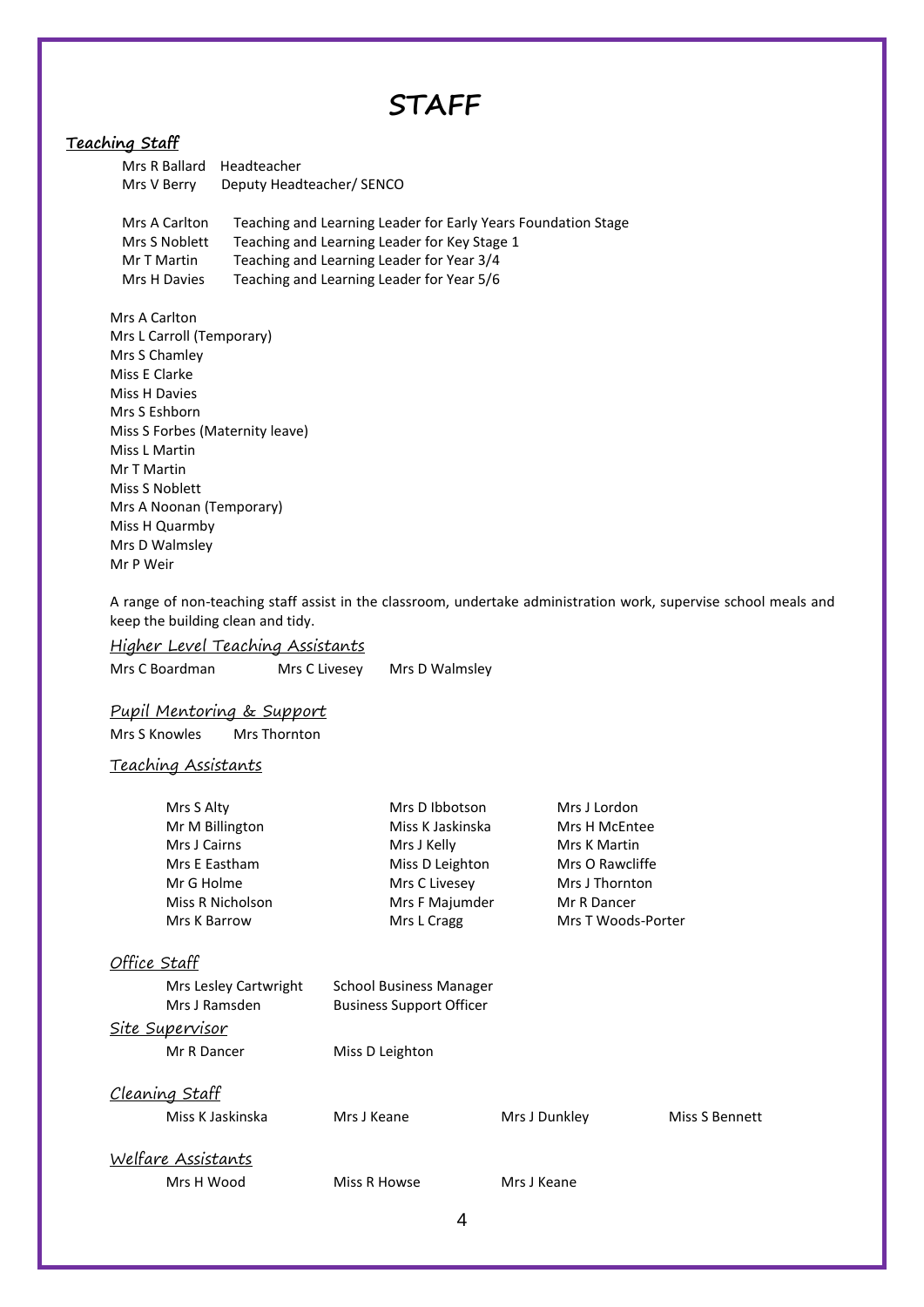# STAFF

## Teaching Staff

| | |
|---|---|
| Mrs R Ballard | Headteacher |
| Mrs V Berry | Deputy Headteacher/ SENCO |

| | |
|---|---|
| Mrs A Carlton | Teaching and Learning Leader for Early Years Foundation Stage |
| Mrs S Noblett | Teaching and Learning Leader for Key Stage 1 |
| Mr T Martin | Teaching and Learning Leader for Year 3/4 |
| Mrs H Davies | Teaching and Learning Leader for Year 5/6 |

Mrs A Carlton
Mrs L Carroll (Temporary)
Mrs S Chamley
Miss E Clarke
Miss H Davies
Mrs S Eshborn
Miss S Forbes (Maternity leave)
Miss L Martin
Mr T Martin
Miss S Noblett
Mrs A Noonan (Temporary)
Miss H Quarmby
Mrs D Walmsley
Mr P Weir

A range of non-teaching staff assist in the classroom, undertake administration work, supervise school meals and keep the building clean and tidy.

### Higher Level Teaching Assistants

Mrs C Boardman, Mrs C Livesey, Mrs D Walmsley

### Pupil Mentoring & Support

Mrs S Knowles, Mrs Thornton

### Teaching Assistants

| | | |
|---|---|---|
| Mrs S Alty | Mrs D Ibbotson | Mrs J Lordon |
| Mr M Billington | Miss K Jaskinska | Mrs H McEntee |
| Mrs J Cairns | Mrs J Kelly | Mrs K Martin |
| Mrs E Eastham | Miss D Leighton | Mrs O Rawcliffe |
| Mr G Holme | Mrs C Livesey | Mrs J Thornton |
| Miss R Nicholson | Mrs F Majumder | Mr R Dancer |
| Mrs K Barrow | Mrs L Cragg | Mrs T Woods-Porter |

### Office Staff

| | |
|---|---|
| Mrs Lesley Cartwright | School Business Manager |
| Mrs J Ramsden | Business Support Officer |

### Site Supervisor

Mr R Dancer, Miss D Leighton

### Cleaning Staff

Miss K Jaskinska, Mrs J Keane, Mrs J Dunkley, Miss S Bennett

### Welfare Assistants

Mrs H Wood, Miss R Howse, Mrs J Keane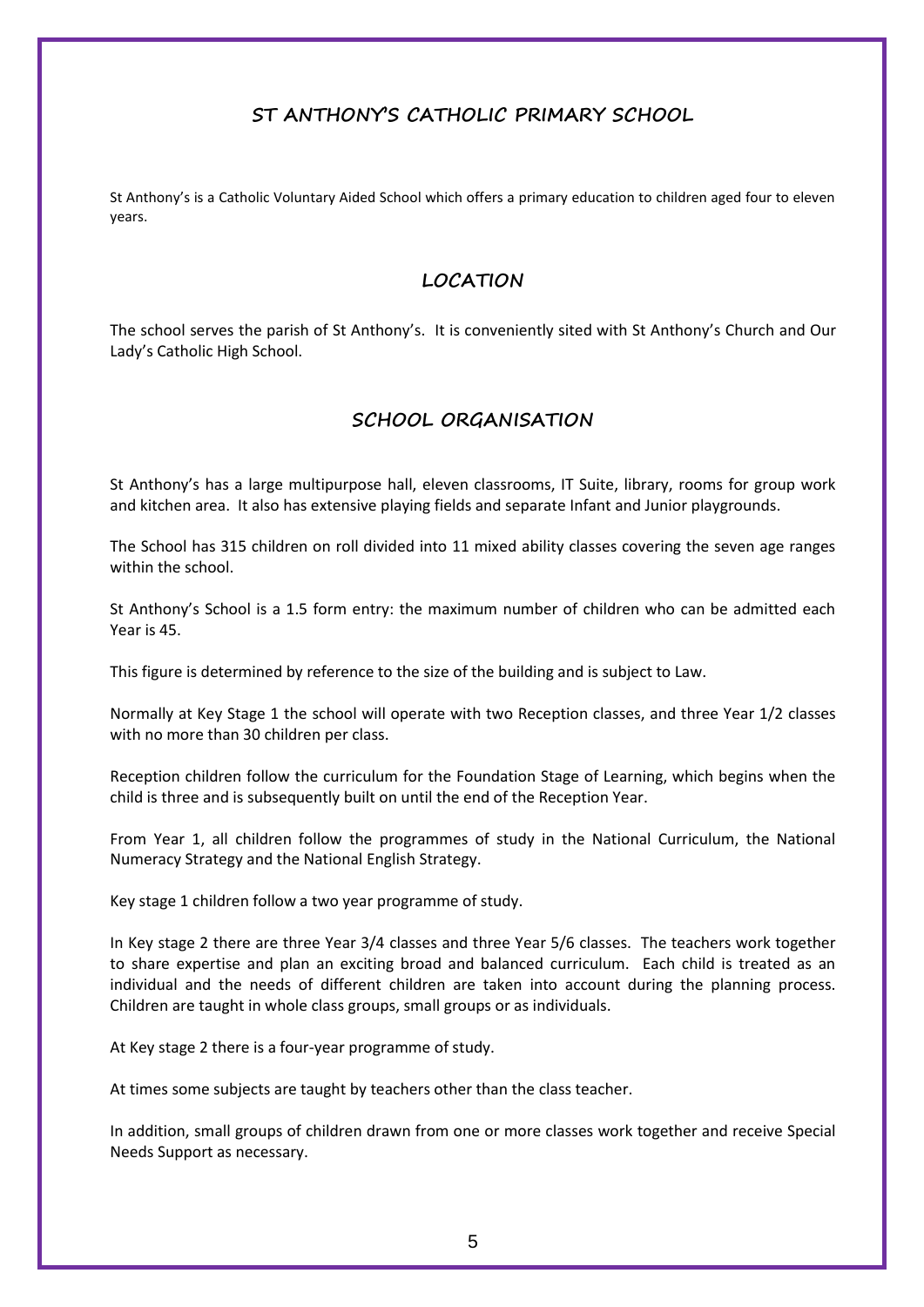# ST ANTHONY'S CATHOLIC PRIMARY SCHOOL

St Anthony's is a Catholic Voluntary Aided School which offers a primary education to children aged four to eleven years.

## LOCATION

The school serves the parish of St Anthony's. It is conveniently sited with St Anthony's Church and Our Lady's Catholic High School.

## SCHOOL ORGANISATION

St Anthony's has a large multipurpose hall, eleven classrooms, IT Suite, library, rooms for group work and kitchen area. It also has extensive playing fields and separate Infant and Junior playgrounds.

The School has 315 children on roll divided into 11 mixed ability classes covering the seven age ranges within the school.

St Anthony's School is a 1.5 form entry: the maximum number of children who can be admitted each Year is 45.

This figure is determined by reference to the size of the building and is subject to Law.

Normally at Key Stage 1 the school will operate with two Reception classes, and three Year 1/2 classes with no more than 30 children per class.

Reception children follow the curriculum for the Foundation Stage of Learning, which begins when the child is three and is subsequently built on until the end of the Reception Year.

From Year 1, all children follow the programmes of study in the National Curriculum, the National Numeracy Strategy and the National English Strategy.

Key stage 1 children follow a two year programme of study.

In Key stage 2 there are three Year 3/4 classes and three Year 5/6 classes. The teachers work together to share expertise and plan an exciting broad and balanced curriculum. Each child is treated as an individual and the needs of different children are taken into account during the planning process. Children are taught in whole class groups, small groups or as individuals.

At Key stage 2 there is a four-year programme of study.

At times some subjects are taught by teachers other than the class teacher.

In addition, small groups of children drawn from one or more classes work together and receive Special Needs Support as necessary.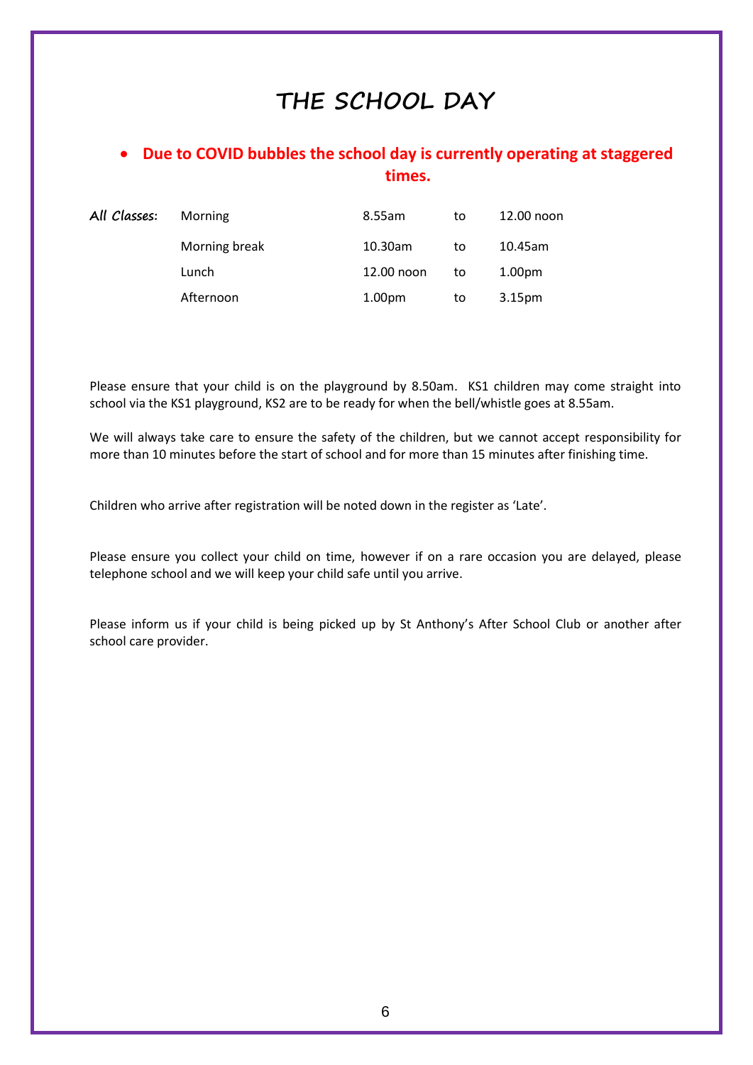# THE SCHOOL DAY

- **Due to COVID bubbles the school day is currently operating at staggered times.**

| *All Classes:* | Morning | 8.55am | to | 12.00 noon |
|---|---|---|---|---|
| | Morning break | 10.30am | to | 10.45am |
| | Lunch | 12.00 noon | to | 1.00pm |
| | Afternoon | 1.00pm | to | 3.15pm |

Please ensure that your child is on the playground by 8.50am. KS1 children may come straight into school via the KS1 playground, KS2 are to be ready for when the bell/whistle goes at 8.55am.

We will always take care to ensure the safety of the children, but we cannot accept responsibility for more than 10 minutes before the start of school and for more than 15 minutes after finishing time.

Children who arrive after registration will be noted down in the register as 'Late'.

Please ensure you collect your child on time, however if on a rare occasion you are delayed, please telephone school and we will keep your child safe until you arrive.

Please inform us if your child is being picked up by St Anthony's After School Club or another after school care provider.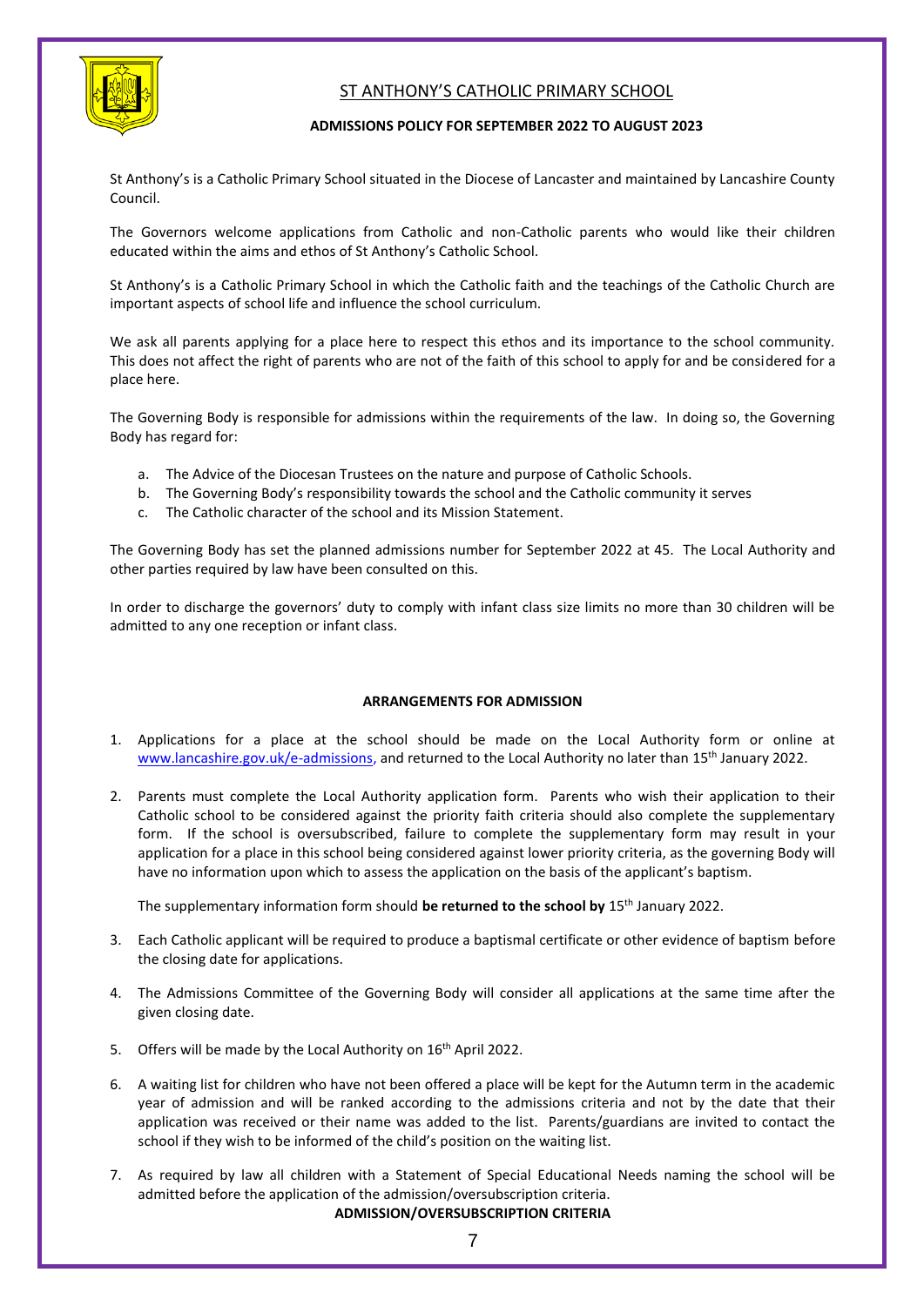# ST ANTHONY'S CATHOLIC PRIMARY SCHOOL

## ADMISSIONS POLICY FOR SEPTEMBER 2022 TO AUGUST 2023

St Anthony's is a Catholic Primary School situated in the Diocese of Lancaster and maintained by Lancashire County Council.

The Governors welcome applications from Catholic and non-Catholic parents who would like their children educated within the aims and ethos of St Anthony's Catholic School.

St Anthony's is a Catholic Primary School in which the Catholic faith and the teachings of the Catholic Church are important aspects of school life and influence the school curriculum.

We ask all parents applying for a place here to respect this ethos and its importance to the school community. This does not affect the right of parents who are not of the faith of this school to apply for and be considered for a place here.

The Governing Body is responsible for admissions within the requirements of the law. In doing so, the Governing Body has regard for:

a. The Advice of the Diocesan Trustees on the nature and purpose of Catholic Schools.
b. The Governing Body's responsibility towards the school and the Catholic community it serves
c. The Catholic character of the school and its Mission Statement.

The Governing Body has set the planned admissions number for September 2022 at 45. The Local Authority and other parties required by law have been consulted on this.

In order to discharge the governors' duty to comply with infant class size limits no more than 30 children will be admitted to any one reception or infant class.

### ARRANGEMENTS FOR ADMISSION

1. Applications for a place at the school should be made on the Local Authority form or online at www.lancashire.gov.uk/e-admissions, and returned to the Local Authority no later than 15th January 2022.

2. Parents must complete the Local Authority application form. Parents who wish their application to their Catholic school to be considered against the priority faith criteria should also complete the supplementary form. If the school is oversubscribed, failure to complete the supplementary form may result in your application for a place in this school being considered against lower priority criteria, as the governing Body will have no information upon which to assess the application on the basis of the applicant's baptism.

   The supplementary information form should **be returned to the school by** 15th January 2022.

3. Each Catholic applicant will be required to produce a baptismal certificate or other evidence of baptism before the closing date for applications.

4. The Admissions Committee of the Governing Body will consider all applications at the same time after the given closing date.

5. Offers will be made by the Local Authority on 16th April 2022.

6. A waiting list for children who have not been offered a place will be kept for the Autumn term in the academic year of admission and will be ranked according to the admissions criteria and not by the date that their application was received or their name was added to the list. Parents/guardians are invited to contact the school if they wish to be informed of the child's position on the waiting list.

7. As required by law all children with a Statement of Special Educational Needs naming the school will be admitted before the application of the admission/oversubscription criteria.

### ADMISSION/OVERSUBSCRIPTION CRITERIA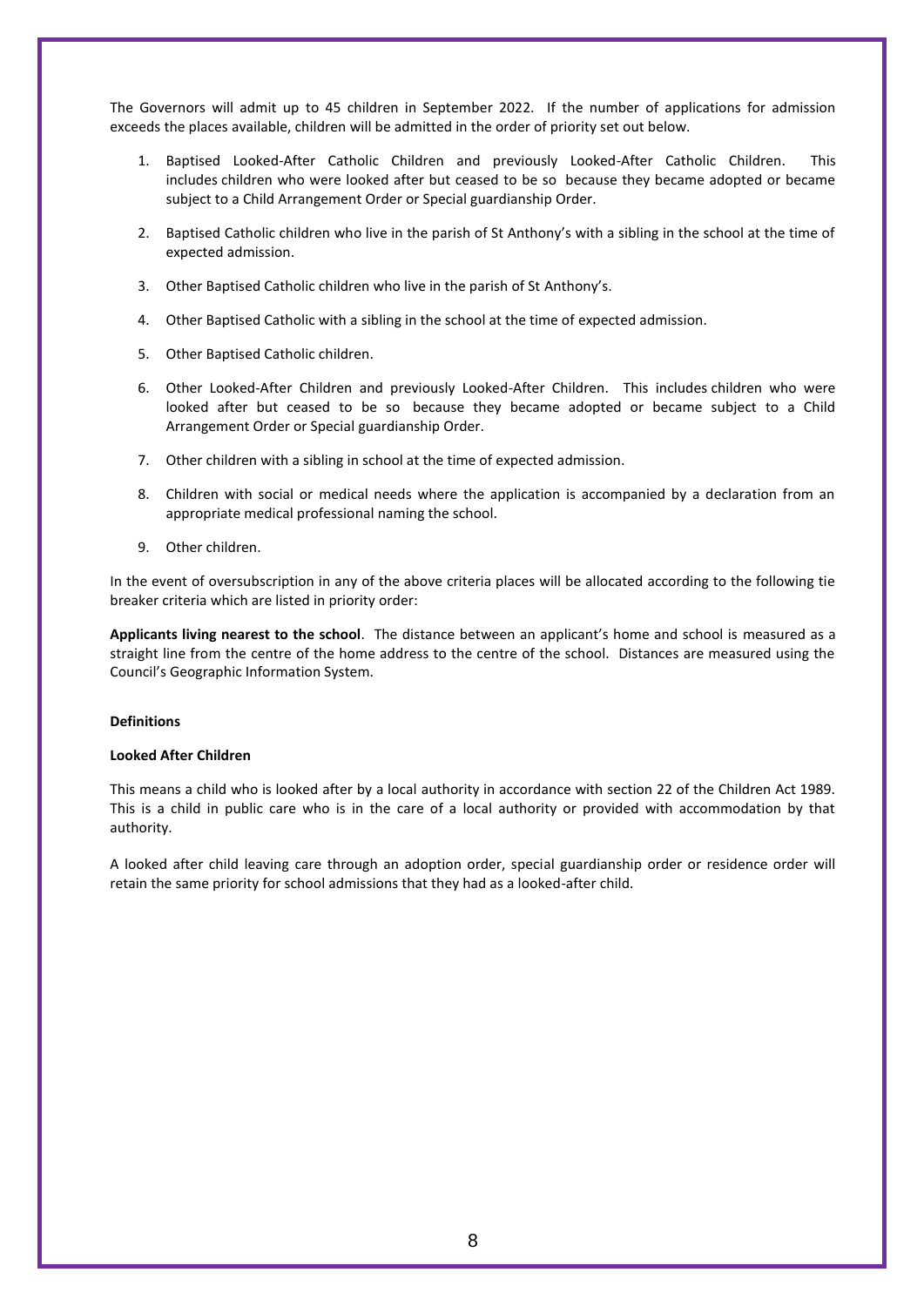The Governors will admit up to 45 children in September 2022. If the number of applications for admission exceeds the places available, children will be admitted in the order of priority set out below.

1. Baptised Looked-After Catholic Children and previously Looked-After Catholic Children. This includes children who were looked after but ceased to be so because they became adopted or became subject to a Child Arrangement Order or Special guardianship Order.
2. Baptised Catholic children who live in the parish of St Anthony's with a sibling in the school at the time of expected admission.
3. Other Baptised Catholic children who live in the parish of St Anthony's.
4. Other Baptised Catholic with a sibling in the school at the time of expected admission.
5. Other Baptised Catholic children.
6. Other Looked-After Children and previously Looked-After Children. This includes children who were looked after but ceased to be so because they became adopted or became subject to a Child Arrangement Order or Special guardianship Order.
7. Other children with a sibling in school at the time of expected admission.
8. Children with social or medical needs where the application is accompanied by a declaration from an appropriate medical professional naming the school.
9. Other children.

In the event of oversubscription in any of the above criteria places will be allocated according to the following tie breaker criteria which are listed in priority order:

**Applicants living nearest to the school**. The distance between an applicant's home and school is measured as a straight line from the centre of the home address to the centre of the school. Distances are measured using the Council's Geographic Information System.

**Definitions**

**Looked After Children**

This means a child who is looked after by a local authority in accordance with section 22 of the Children Act 1989. This is a child in public care who is in the care of a local authority or provided with accommodation by that authority.

A looked after child leaving care through an adoption order, special guardianship order or residence order will retain the same priority for school admissions that they had as a looked-after child.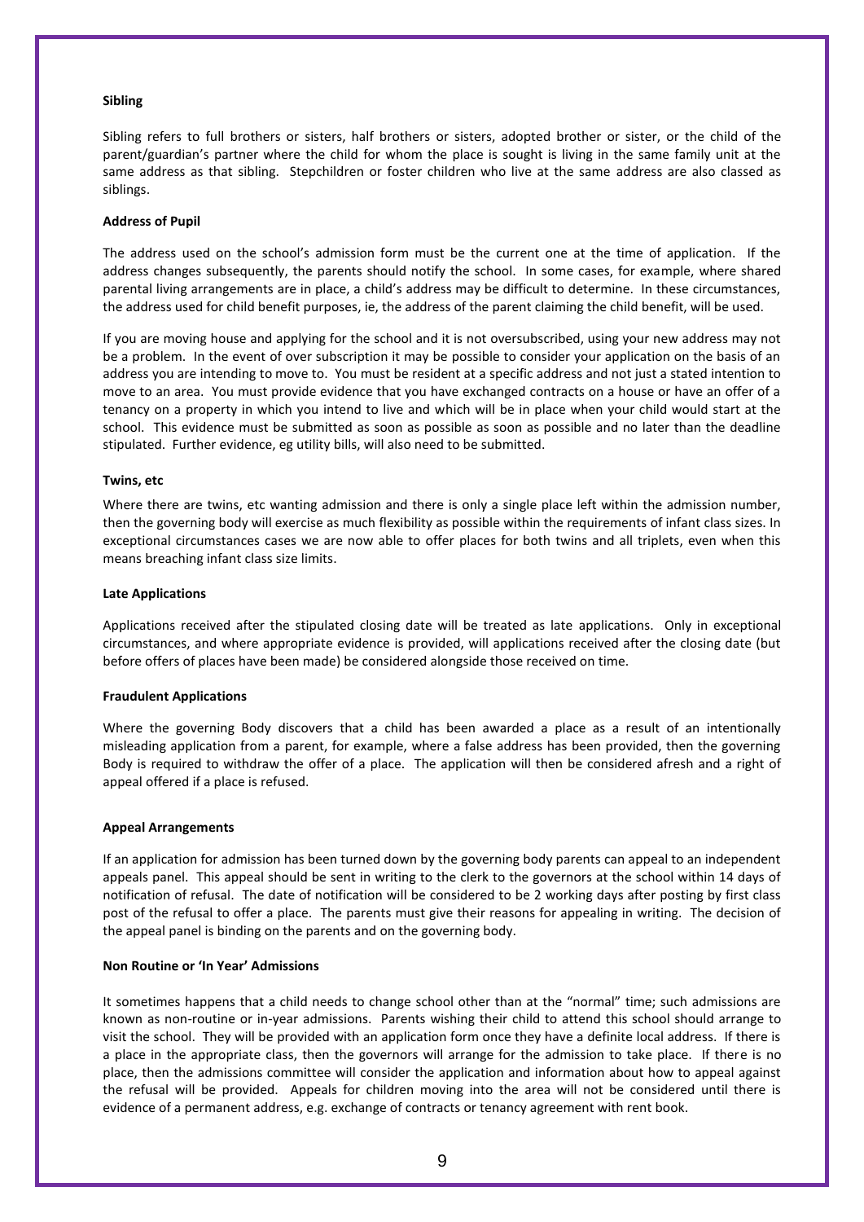**Sibling**

Sibling refers to full brothers or sisters, half brothers or sisters, adopted brother or sister, or the child of the parent/guardian's partner where the child for whom the place is sought is living in the same family unit at the same address as that sibling. Stepchildren or foster children who live at the same address are also classed as siblings.

**Address of Pupil**

The address used on the school's admission form must be the current one at the time of application. If the address changes subsequently, the parents should notify the school. In some cases, for example, where shared parental living arrangements are in place, a child's address may be difficult to determine. In these circumstances, the address used for child benefit purposes, ie, the address of the parent claiming the child benefit, will be used.

If you are moving house and applying for the school and it is not oversubscribed, using your new address may not be a problem. In the event of over subscription it may be possible to consider your application on the basis of an address you are intending to move to. You must be resident at a specific address and not just a stated intention to move to an area. You must provide evidence that you have exchanged contracts on a house or have an offer of a tenancy on a property in which you intend to live and which will be in place when your child would start at the school. This evidence must be submitted as soon as possible as soon as possible and no later than the deadline stipulated. Further evidence, eg utility bills, will also need to be submitted.

**Twins, etc**

Where there are twins, etc wanting admission and there is only a single place left within the admission number, then the governing body will exercise as much flexibility as possible within the requirements of infant class sizes. In exceptional circumstances cases we are now able to offer places for both twins and all triplets, even when this means breaching infant class size limits.

**Late Applications**

Applications received after the stipulated closing date will be treated as late applications. Only in exceptional circumstances, and where appropriate evidence is provided, will applications received after the closing date (but before offers of places have been made) be considered alongside those received on time.

**Fraudulent Applications**

Where the governing Body discovers that a child has been awarded a place as a result of an intentionally misleading application from a parent, for example, where a false address has been provided, then the governing Body is required to withdraw the offer of a place. The application will then be considered afresh and a right of appeal offered if a place is refused.

**Appeal Arrangements**

If an application for admission has been turned down by the governing body parents can appeal to an independent appeals panel. This appeal should be sent in writing to the clerk to the governors at the school within 14 days of notification of refusal. The date of notification will be considered to be 2 working days after posting by first class post of the refusal to offer a place. The parents must give their reasons for appealing in writing. The decision of the appeal panel is binding on the parents and on the governing body.

**Non Routine or 'In Year' Admissions**

It sometimes happens that a child needs to change school other than at the "normal" time; such admissions are known as non-routine or in-year admissions. Parents wishing their child to attend this school should arrange to visit the school. They will be provided with an application form once they have a definite local address. If there is a place in the appropriate class, then the governors will arrange for the admission to take place. If there is no place, then the admissions committee will consider the application and information about how to appeal against the refusal will be provided. Appeals for children moving into the area will not be considered until there is evidence of a permanent address, e.g. exchange of contracts or tenancy agreement with rent book.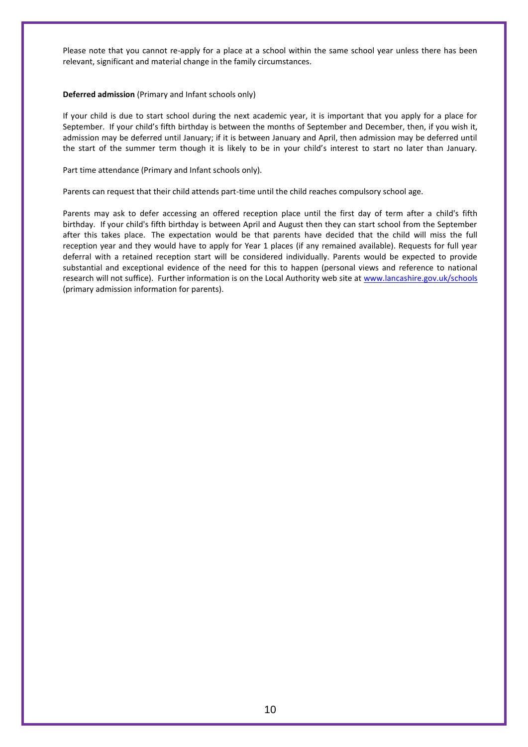Please note that you cannot re-apply for a place at a school within the same school year unless there has been relevant, significant and material change in the family circumstances.

**Deferred admission** (Primary and Infant schools only)

If your child is due to start school during the next academic year, it is important that you apply for a place for September. If your child's fifth birthday is between the months of September and December, then, if you wish it, admission may be deferred until January; if it is between January and April, then admission may be deferred until the start of the summer term though it is likely to be in your child's interest to start no later than January.

Part time attendance (Primary and Infant schools only).

Parents can request that their child attends part-time until the child reaches compulsory school age.

Parents may ask to defer accessing an offered reception place until the first day of term after a child's fifth birthday. If your child's fifth birthday is between April and August then they can start school from the September after this takes place. The expectation would be that parents have decided that the child will miss the full reception year and they would have to apply for Year 1 places (if any remained available). Requests for full year deferral with a retained reception start will be considered individually. Parents would be expected to provide substantial and exceptional evidence of the need for this to happen (personal views and reference to national research will not suffice). Further information is on the Local Authority web site at [www.lancashire.gov.uk/schools](www.lancashire.gov.uk/schools) (primary admission information for parents).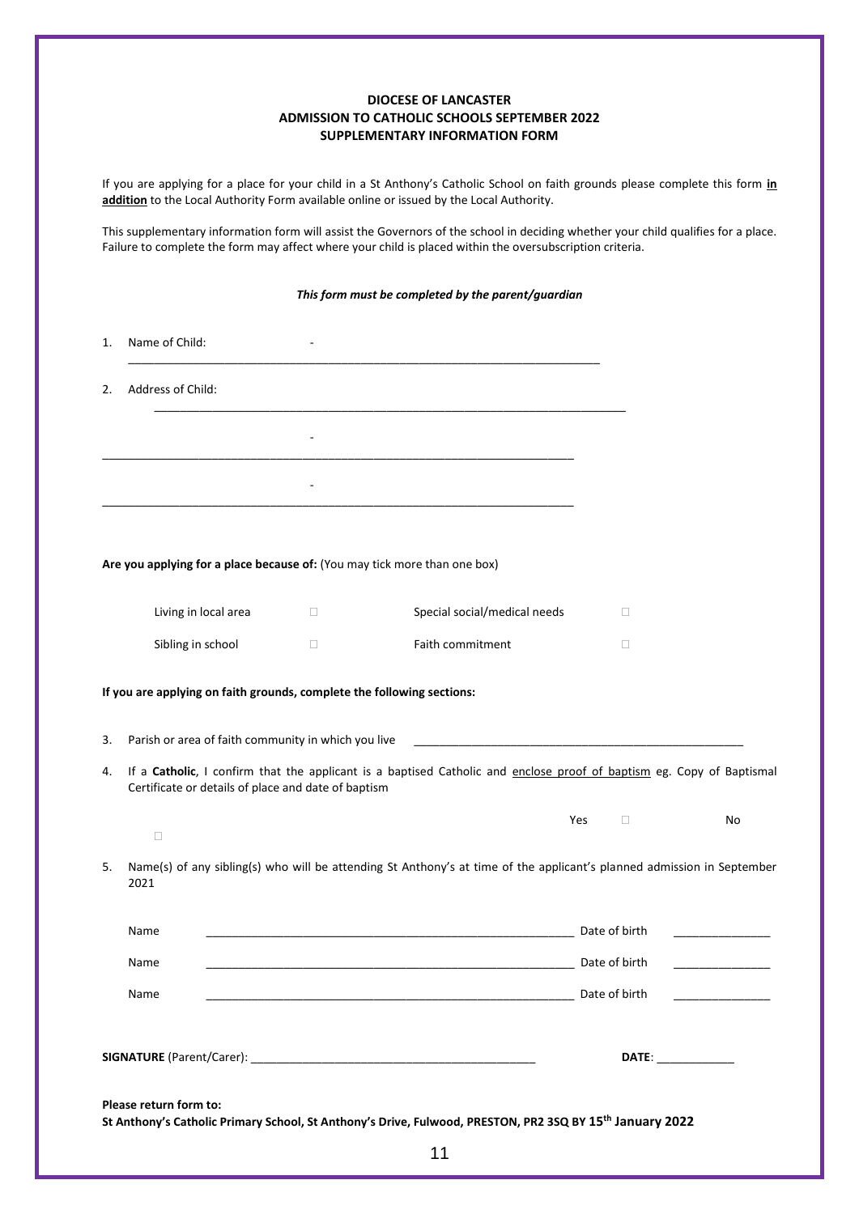**DIOCESE OF LANCASTER**
**ADMISSION TO CATHOLIC SCHOOLS SEPTEMBER 2022**
**SUPPLEMENTARY INFORMATION FORM**

If you are applying for a place for your child in a St Anthony's Catholic School on faith grounds please complete this form **in addition** to the Local Authority Form available online or issued by the Local Authority.

This supplementary information form will assist the Governors of the school in deciding whether your child qualifies for a place. Failure to complete the form may affect where your child is placed within the oversubscription criteria.

***This form must be completed by the parent/guardian***

1. Name of Child: - ___________________________________________________________

2. Address of Child: ___________________________________________________________

- ___________________________________________________________

- ___________________________________________________________

**Are you applying for a place because of:** (You may tick more than one box)

| | | | |
|---|---|---|---|
| Living in local area | ☐ | Special social/medical needs | ☐ |
| Sibling in school | ☐ | Faith commitment | ☐ |

**If you are applying on faith grounds, complete the following sections:**

3. Parish or area of faith community in which you live ___________________________________________

4. If a **Catholic**, I confirm that the applicant is a baptised Catholic and enclose proof of baptism eg. Copy of Baptismal Certificate or details of place and date of baptism

Yes ☐ No ☐

5. Name(s) of any sibling(s) who will be attending St Anthony's at time of the applicant's planned admission in September 2021

Name ___________________________________________ Date of birth _______________

Name ___________________________________________ Date of birth _______________

Name ___________________________________________ Date of birth _______________

**SIGNATURE** (Parent/Carer): ___________________________________________ **DATE**: ____________

**Please return form to:**
**St Anthony's Catholic Primary School, St Anthony's Drive, Fulwood, PRESTON, PR2 3SQ BY 15th January 2022**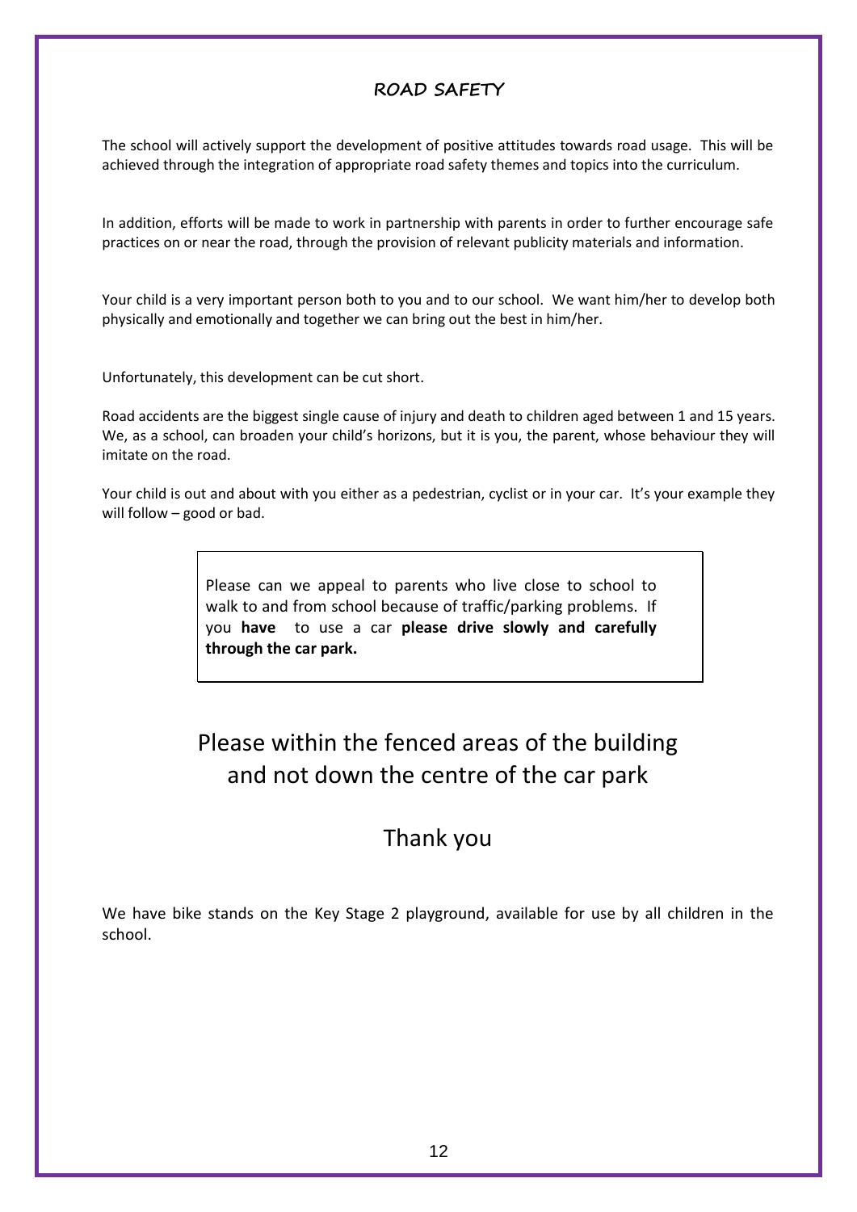## ROAD SAFETY

The school will actively support the development of positive attitudes towards road usage. This will be achieved through the integration of appropriate road safety themes and topics into the curriculum.

In addition, efforts will be made to work in partnership with parents in order to further encourage safe practices on or near the road, through the provision of relevant publicity materials and information.

Your child is a very important person both to you and to our school. We want him/her to develop both physically and emotionally and together we can bring out the best in him/her.

Unfortunately, this development can be cut short.

Road accidents are the biggest single cause of injury and death to children aged between 1 and 15 years. We, as a school, can broaden your child's horizons, but it is you, the parent, whose behaviour they will imitate on the road.

Your child is out and about with you either as a pedestrian, cyclist or in your car. It's your example they will follow – good or bad.

> Please can we appeal to parents who live close to school to walk to and from school because of traffic/parking problems. If you **have** to use a car **please drive slowly and carefully through the car park.**

Please within the fenced areas of the building and not down the centre of the car park

Thank you

We have bike stands on the Key Stage 2 playground, available for use by all children in the school.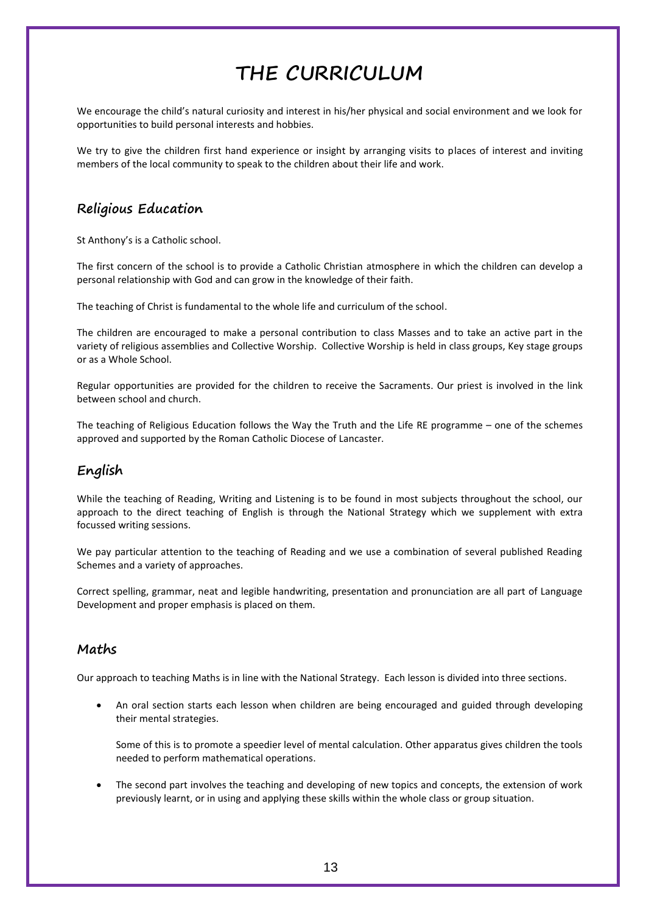# THE CURRICULUM

We encourage the child's natural curiosity and interest in his/her physical and social environment and we look for opportunities to build personal interests and hobbies.

We try to give the children first hand experience or insight by arranging visits to places of interest and inviting members of the local community to speak to the children about their life and work.

## Religious Education

St Anthony's is a Catholic school.

The first concern of the school is to provide a Catholic Christian atmosphere in which the children can develop a personal relationship with God and can grow in the knowledge of their faith.

The teaching of Christ is fundamental to the whole life and curriculum of the school.

The children are encouraged to make a personal contribution to class Masses and to take an active part in the variety of religious assemblies and Collective Worship. Collective Worship is held in class groups, Key stage groups or as a Whole School.

Regular opportunities are provided for the children to receive the Sacraments. Our priest is involved in the link between school and church.

The teaching of Religious Education follows the Way the Truth and the Life RE programme – one of the schemes approved and supported by the Roman Catholic Diocese of Lancaster.

## English

While the teaching of Reading, Writing and Listening is to be found in most subjects throughout the school, our approach to the direct teaching of English is through the National Strategy which we supplement with extra focussed writing sessions.

We pay particular attention to the teaching of Reading and we use a combination of several published Reading Schemes and a variety of approaches.

Correct spelling, grammar, neat and legible handwriting, presentation and pronunciation are all part of Language Development and proper emphasis is placed on them.

## Maths

Our approach to teaching Maths is in line with the National Strategy. Each lesson is divided into three sections.

- An oral section starts each lesson when children are being encouraged and guided through developing their mental strategies.

  Some of this is to promote a speedier level of mental calculation. Other apparatus gives children the tools needed to perform mathematical operations.

- The second part involves the teaching and developing of new topics and concepts, the extension of work previously learnt, or in using and applying these skills within the whole class or group situation.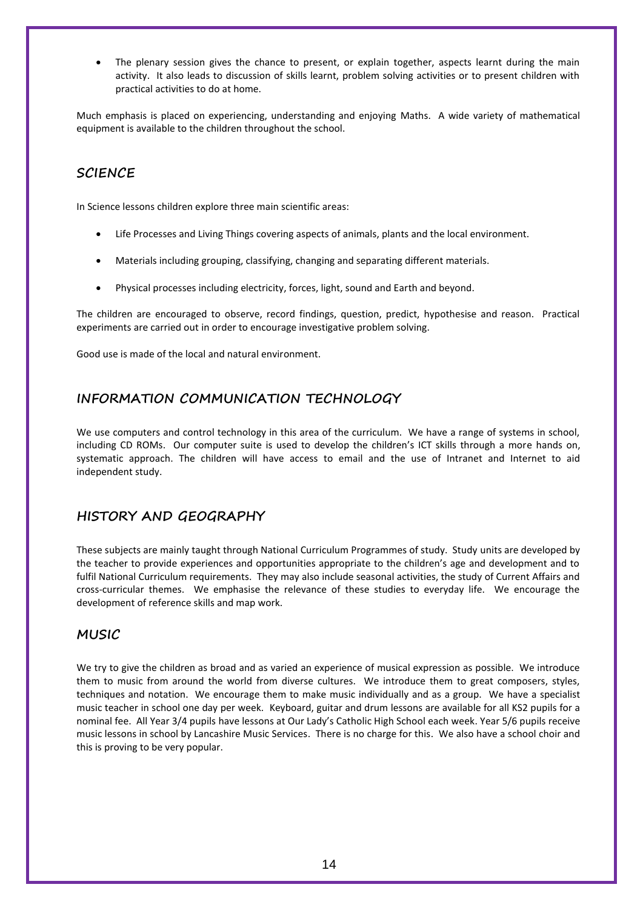- The plenary session gives the chance to present, or explain together, aspects learnt during the main activity. It also leads to discussion of skills learnt, problem solving activities or to present children with practical activities to do at home.

Much emphasis is placed on experiencing, understanding and enjoying Maths. A wide variety of mathematical equipment is available to the children throughout the school.

## SCIENCE

In Science lessons children explore three main scientific areas:

- Life Processes and Living Things covering aspects of animals, plants and the local environment.
- Materials including grouping, classifying, changing and separating different materials.
- Physical processes including electricity, forces, light, sound and Earth and beyond.

The children are encouraged to observe, record findings, question, predict, hypothesise and reason. Practical experiments are carried out in order to encourage investigative problem solving.

Good use is made of the local and natural environment.

## INFORMATION COMMUNICATION TECHNOLOGY

We use computers and control technology in this area of the curriculum. We have a range of systems in school, including CD ROMs. Our computer suite is used to develop the children's ICT skills through a more hands on, systematic approach. The children will have access to email and the use of Intranet and Internet to aid independent study.

## HISTORY AND GEOGRAPHY

These subjects are mainly taught through National Curriculum Programmes of study. Study units are developed by the teacher to provide experiences and opportunities appropriate to the children's age and development and to fulfil National Curriculum requirements. They may also include seasonal activities, the study of Current Affairs and cross-curricular themes. We emphasise the relevance of these studies to everyday life. We encourage the development of reference skills and map work.

## MUSIC

We try to give the children as broad and as varied an experience of musical expression as possible. We introduce them to music from around the world from diverse cultures. We introduce them to great composers, styles, techniques and notation. We encourage them to make music individually and as a group. We have a specialist music teacher in school one day per week. Keyboard, guitar and drum lessons are available for all KS2 pupils for a nominal fee. All Year 3/4 pupils have lessons at Our Lady's Catholic High School each week. Year 5/6 pupils receive music lessons in school by Lancashire Music Services. There is no charge for this. We also have a school choir and this is proving to be very popular.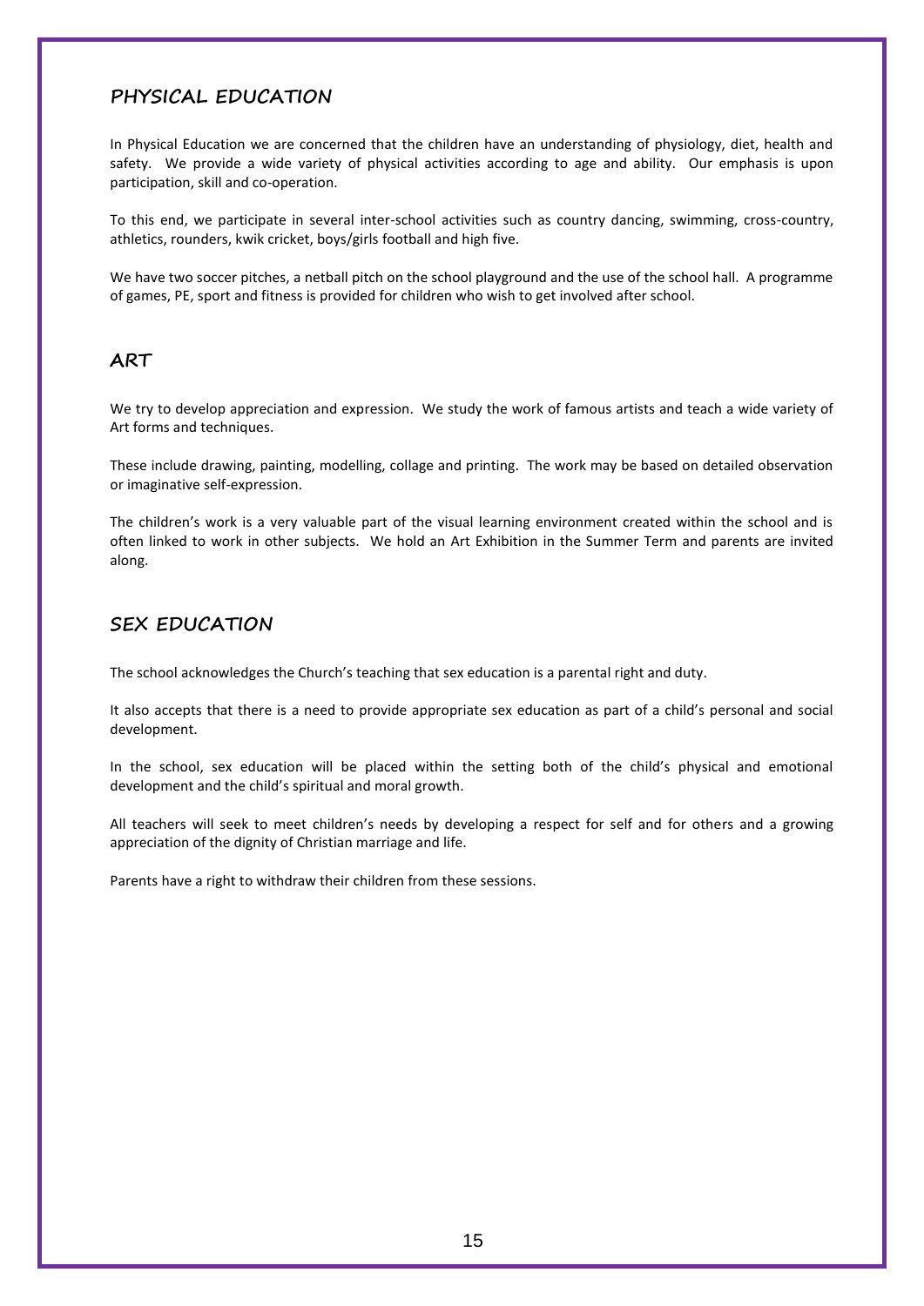## PHYSICAL EDUCATION

In Physical Education we are concerned that the children have an understanding of physiology, diet, health and safety. We provide a wide variety of physical activities according to age and ability. Our emphasis is upon participation, skill and co-operation.

To this end, we participate in several inter-school activities such as country dancing, swimming, cross-country, athletics, rounders, kwik cricket, boys/girls football and high five.

We have two soccer pitches, a netball pitch on the school playground and the use of the school hall. A programme of games, PE, sport and fitness is provided for children who wish to get involved after school.

## ART

We try to develop appreciation and expression. We study the work of famous artists and teach a wide variety of Art forms and techniques.

These include drawing, painting, modelling, collage and printing. The work may be based on detailed observation or imaginative self-expression.

The children's work is a very valuable part of the visual learning environment created within the school and is often linked to work in other subjects. We hold an Art Exhibition in the Summer Term and parents are invited along.

## SEX EDUCATION

The school acknowledges the Church's teaching that sex education is a parental right and duty.

It also accepts that there is a need to provide appropriate sex education as part of a child's personal and social development.

In the school, sex education will be placed within the setting both of the child's physical and emotional development and the child's spiritual and moral growth.

All teachers will seek to meet children's needs by developing a respect for self and for others and a growing appreciation of the dignity of Christian marriage and life.

Parents have a right to withdraw their children from these sessions.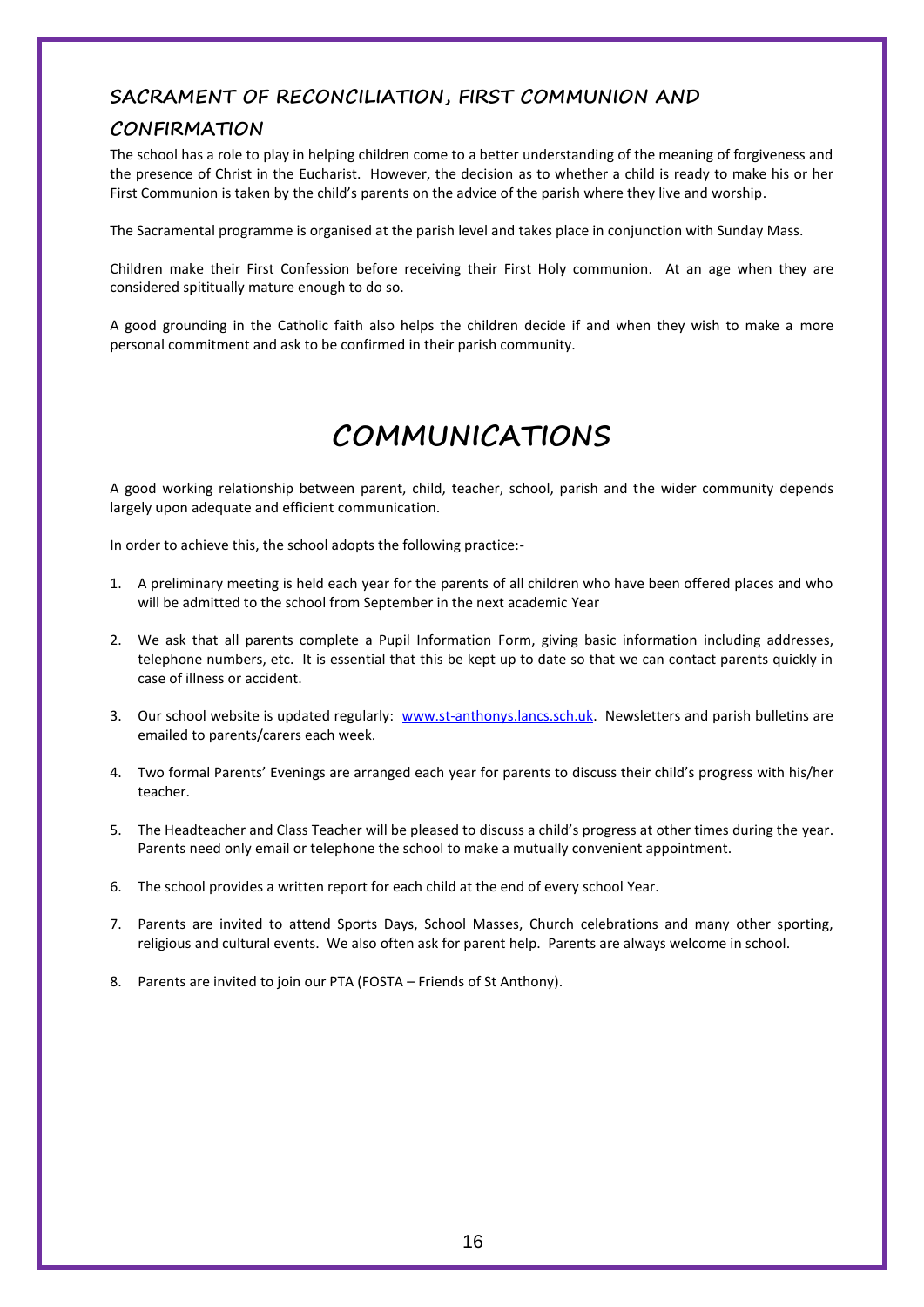## SACRAMENT OF RECONCILIATION, FIRST COMMUNION AND CONFIRMATION

The school has a role to play in helping children come to a better understanding of the meaning of forgiveness and the presence of Christ in the Eucharist. However, the decision as to whether a child is ready to make his or her First Communion is taken by the child's parents on the advice of the parish where they live and worship.

The Sacramental programme is organised at the parish level and takes place in conjunction with Sunday Mass.

Children make their First Confession before receiving their First Holy communion. At an age when they are considered spititually mature enough to do so.

A good grounding in the Catholic faith also helps the children decide if and when they wish to make a more personal commitment and ask to be confirmed in their parish community.

# COMMUNICATIONS

A good working relationship between parent, child, teacher, school, parish and the wider community depends largely upon adequate and efficient communication.

In order to achieve this, the school adopts the following practice:-

1. A preliminary meeting is held each year for the parents of all children who have been offered places and who will be admitted to the school from September in the next academic Year
2. We ask that all parents complete a Pupil Information Form, giving basic information including addresses, telephone numbers, etc. It is essential that this be kept up to date so that we can contact parents quickly in case of illness or accident.
3. Our school website is updated regularly: [www.st-anthonys.lancs.sch.uk](http://www.st-anthonys.lancs.sch.uk). Newsletters and parish bulletins are emailed to parents/carers each week.
4. Two formal Parents' Evenings are arranged each year for parents to discuss their child's progress with his/her teacher.
5. The Headteacher and Class Teacher will be pleased to discuss a child's progress at other times during the year. Parents need only email or telephone the school to make a mutually convenient appointment.
6. The school provides a written report for each child at the end of every school Year.
7. Parents are invited to attend Sports Days, School Masses, Church celebrations and many other sporting, religious and cultural events. We also often ask for parent help. Parents are always welcome in school.
8. Parents are invited to join our PTA (FOSTA – Friends of St Anthony).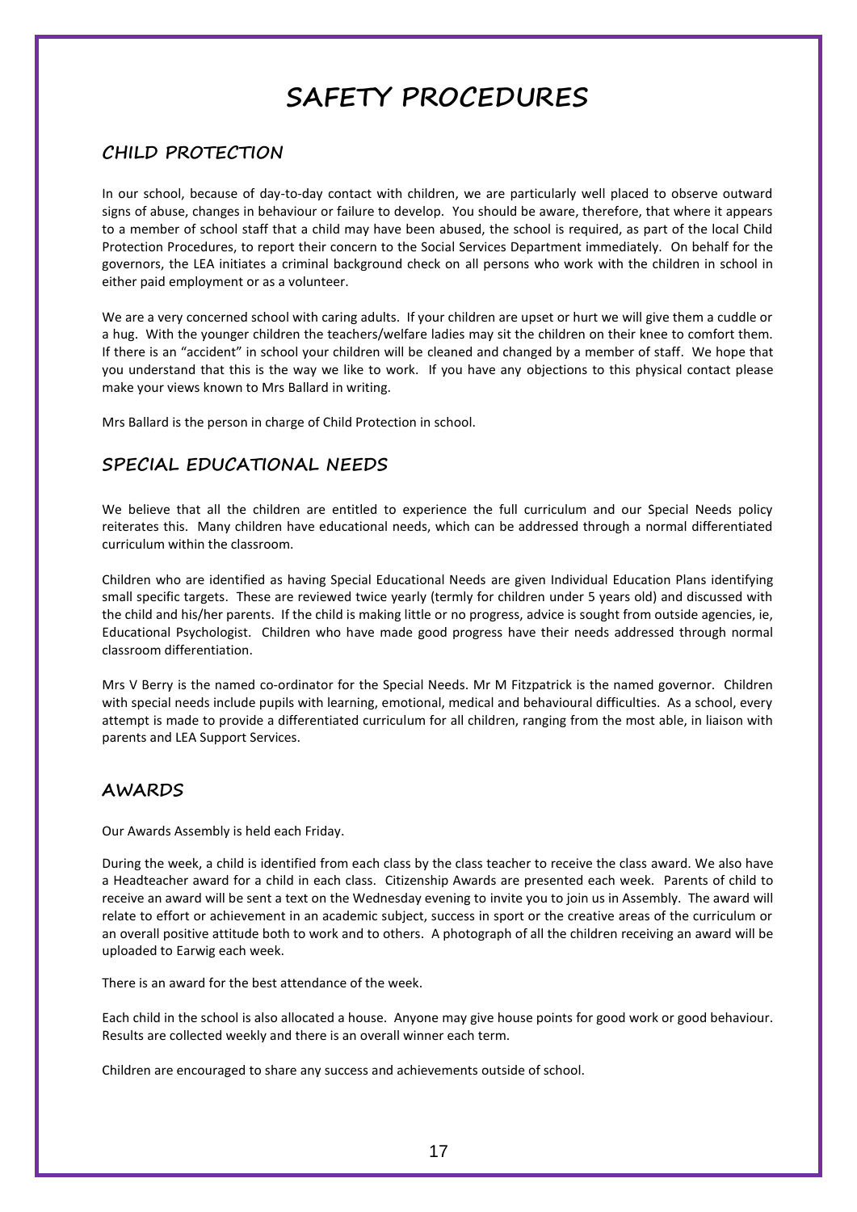# SAFETY PROCEDURES

## CHILD PROTECTION

In our school, because of day-to-day contact with children, we are particularly well placed to observe outward signs of abuse, changes in behaviour or failure to develop. You should be aware, therefore, that where it appears to a member of school staff that a child may have been abused, the school is required, as part of the local Child Protection Procedures, to report their concern to the Social Services Department immediately. On behalf for the governors, the LEA initiates a criminal background check on all persons who work with the children in school in either paid employment or as a volunteer.

We are a very concerned school with caring adults. If your children are upset or hurt we will give them a cuddle or a hug. With the younger children the teachers/welfare ladies may sit the children on their knee to comfort them. If there is an "accident" in school your children will be cleaned and changed by a member of staff. We hope that you understand that this is the way we like to work. If you have any objections to this physical contact please make your views known to Mrs Ballard in writing.

Mrs Ballard is the person in charge of Child Protection in school.

## SPECIAL EDUCATIONAL NEEDS

We believe that all the children are entitled to experience the full curriculum and our Special Needs policy reiterates this. Many children have educational needs, which can be addressed through a normal differentiated curriculum within the classroom.

Children who are identified as having Special Educational Needs are given Individual Education Plans identifying small specific targets. These are reviewed twice yearly (termly for children under 5 years old) and discussed with the child and his/her parents. If the child is making little or no progress, advice is sought from outside agencies, ie, Educational Psychologist. Children who have made good progress have their needs addressed through normal classroom differentiation.

Mrs V Berry is the named co-ordinator for the Special Needs. Mr M Fitzpatrick is the named governor. Children with special needs include pupils with learning, emotional, medical and behavioural difficulties. As a school, every attempt is made to provide a differentiated curriculum for all children, ranging from the most able, in liaison with parents and LEA Support Services.

## AWARDS

Our Awards Assembly is held each Friday.

During the week, a child is identified from each class by the class teacher to receive the class award. We also have a Headteacher award for a child in each class. Citizenship Awards are presented each week. Parents of child to receive an award will be sent a text on the Wednesday evening to invite you to join us in Assembly. The award will relate to effort or achievement in an academic subject, success in sport or the creative areas of the curriculum or an overall positive attitude both to work and to others. A photograph of all the children receiving an award will be uploaded to Earwig each week.

There is an award for the best attendance of the week.

Each child in the school is also allocated a house. Anyone may give house points for good work or good behaviour. Results are collected weekly and there is an overall winner each term.

Children are encouraged to share any success and achievements outside of school.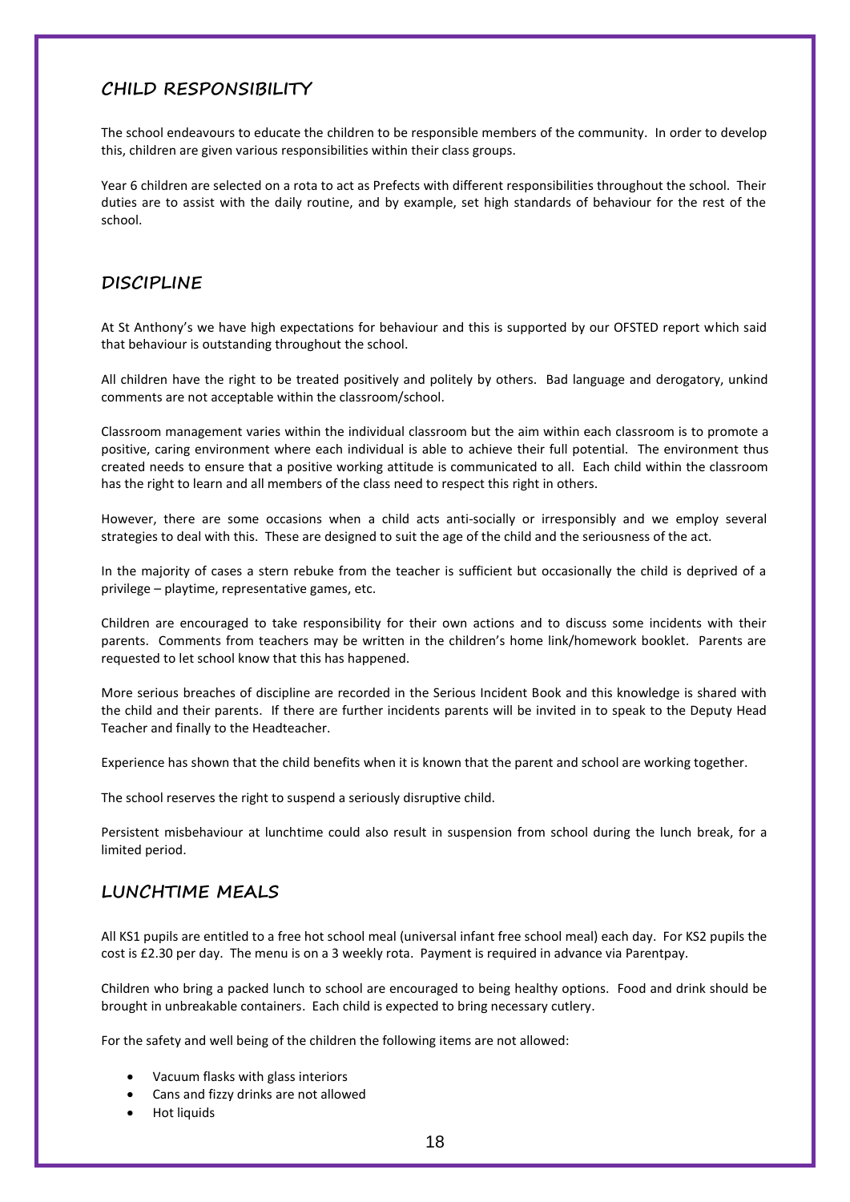## CHILD RESPONSIBILITY

The school endeavours to educate the children to be responsible members of the community. In order to develop this, children are given various responsibilities within their class groups.

Year 6 children are selected on a rota to act as Prefects with different responsibilities throughout the school. Their duties are to assist with the daily routine, and by example, set high standards of behaviour for the rest of the school.

## DISCIPLINE

At St Anthony's we have high expectations for behaviour and this is supported by our OFSTED report which said that behaviour is outstanding throughout the school.

All children have the right to be treated positively and politely by others. Bad language and derogatory, unkind comments are not acceptable within the classroom/school.

Classroom management varies within the individual classroom but the aim within each classroom is to promote a positive, caring environment where each individual is able to achieve their full potential. The environment thus created needs to ensure that a positive working attitude is communicated to all. Each child within the classroom has the right to learn and all members of the class need to respect this right in others.

However, there are some occasions when a child acts anti-socially or irresponsibly and we employ several strategies to deal with this. These are designed to suit the age of the child and the seriousness of the act.

In the majority of cases a stern rebuke from the teacher is sufficient but occasionally the child is deprived of a privilege – playtime, representative games, etc.

Children are encouraged to take responsibility for their own actions and to discuss some incidents with their parents. Comments from teachers may be written in the children's home link/homework booklet. Parents are requested to let school know that this has happened.

More serious breaches of discipline are recorded in the Serious Incident Book and this knowledge is shared with the child and their parents. If there are further incidents parents will be invited in to speak to the Deputy Head Teacher and finally to the Headteacher.

Experience has shown that the child benefits when it is known that the parent and school are working together.

The school reserves the right to suspend a seriously disruptive child.

Persistent misbehaviour at lunchtime could also result in suspension from school during the lunch break, for a limited period.

## LUNCHTIME MEALS

All KS1 pupils are entitled to a free hot school meal (universal infant free school meal) each day. For KS2 pupils the cost is £2.30 per day. The menu is on a 3 weekly rota. Payment is required in advance via Parentpay.

Children who bring a packed lunch to school are encouraged to being healthy options. Food and drink should be brought in unbreakable containers. Each child is expected to bring necessary cutlery.

For the safety and well being of the children the following items are not allowed:

- Vacuum flasks with glass interiors
- Cans and fizzy drinks are not allowed
- Hot liquids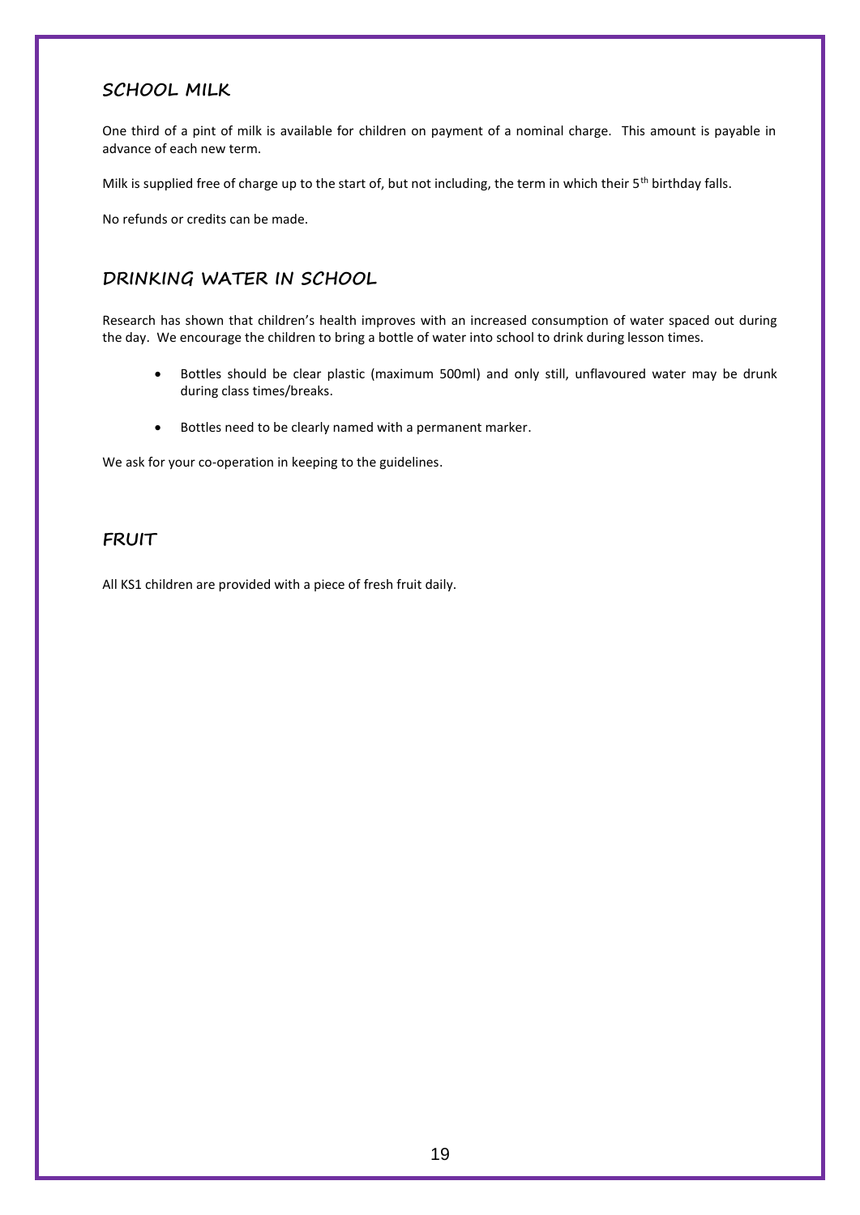## SCHOOL MILK

One third of a pint of milk is available for children on payment of a nominal charge. This amount is payable in advance of each new term.

Milk is supplied free of charge up to the start of, but not including, the term in which their 5th birthday falls.

No refunds or credits can be made.

## DRINKING WATER IN SCHOOL

Research has shown that children's health improves with an increased consumption of water spaced out during the day. We encourage the children to bring a bottle of water into school to drink during lesson times.

- Bottles should be clear plastic (maximum 500ml) and only still, unflavoured water may be drunk during class times/breaks.
- Bottles need to be clearly named with a permanent marker.

We ask for your co-operation in keeping to the guidelines.

## FRUIT

All KS1 children are provided with a piece of fresh fruit daily.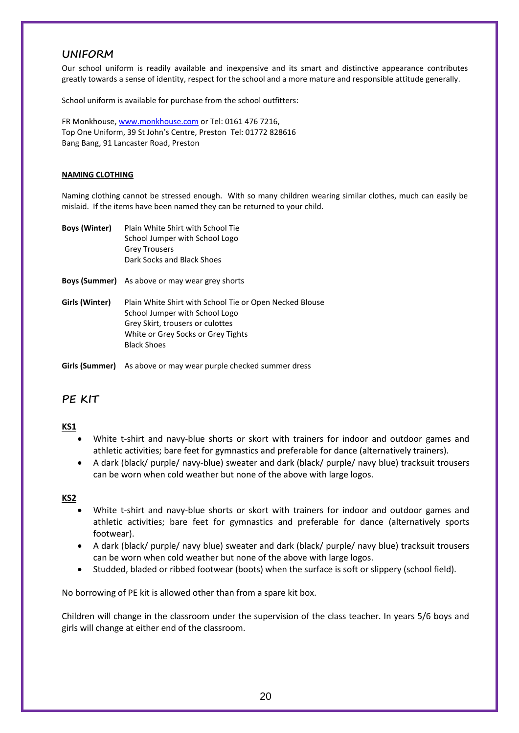## UNIFORM

Our school uniform is readily available and inexpensive and its smart and distinctive appearance contributes greatly towards a sense of identity, respect for the school and a more mature and responsible attitude generally.

School uniform is available for purchase from the school outfitters:

FR Monkhouse, www.monkhouse.com or Tel: 0161 476 7216,
Top One Uniform, 39 St John's Centre, Preston Tel: 01772 828616
Bang Bang, 91 Lancaster Road, Preston

**NAMING CLOTHING**

Naming clothing cannot be stressed enough. With so many children wearing similar clothes, much can easily be mislaid. If the items have been named they can be returned to your child.

**Boys (Winter)**
Plain White Shirt with School Tie
School Jumper with School Logo
Grey Trousers
Dark Socks and Black Shoes

**Boys (Summer)** As above or may wear grey shorts

**Girls (Winter)**
Plain White Shirt with School Tie or Open Necked Blouse
School Jumper with School Logo
Grey Skirt, trousers or culottes
White or Grey Socks or Grey Tights
Black Shoes

**Girls (Summer)** As above or may wear purple checked summer dress

## PE KIT

**KS1**

- White t-shirt and navy-blue shorts or skort with trainers for indoor and outdoor games and athletic activities; bare feet for gymnastics and preferable for dance (alternatively trainers).
- A dark (black/ purple/ navy-blue) sweater and dark (black/ purple/ navy blue) tracksuit trousers can be worn when cold weather but none of the above with large logos.

**KS2**

- White t-shirt and navy-blue shorts or skort with trainers for indoor and outdoor games and athletic activities; bare feet for gymnastics and preferable for dance (alternatively sports footwear).
- A dark (black/ purple/ navy blue) sweater and dark (black/ purple/ navy blue) tracksuit trousers can be worn when cold weather but none of the above with large logos.
- Studded, bladed or ribbed footwear (boots) when the surface is soft or slippery (school field).

No borrowing of PE kit is allowed other than from a spare kit box.

Children will change in the classroom under the supervision of the class teacher. In years 5/6 boys and girls will change at either end of the classroom.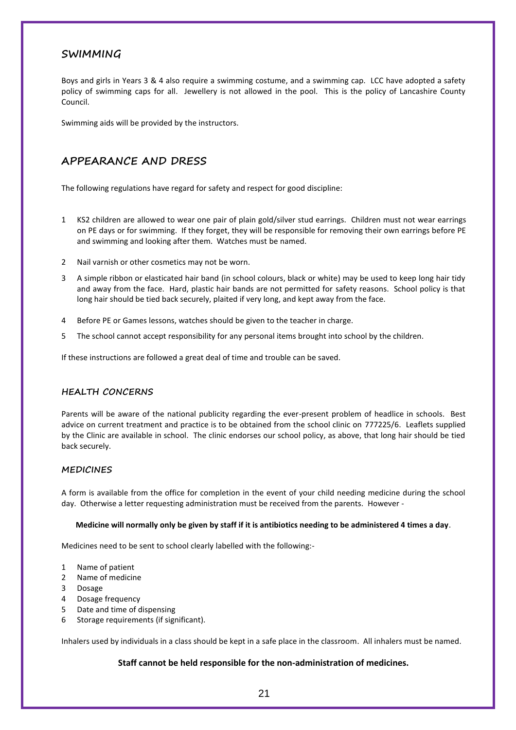## SWIMMING

Boys and girls in Years 3 & 4 also require a swimming costume, and a swimming cap. LCC have adopted a safety policy of swimming caps for all. Jewellery is not allowed in the pool. This is the policy of Lancashire County Council.

Swimming aids will be provided by the instructors.

## APPEARANCE AND DRESS

The following regulations have regard for safety and respect for good discipline:

1. KS2 children are allowed to wear one pair of plain gold/silver stud earrings. Children must not wear earrings on PE days or for swimming. If they forget, they will be responsible for removing their own earrings before PE and swimming and looking after them. Watches must be named.
2. Nail varnish or other cosmetics may not be worn.
3. A simple ribbon or elasticated hair band (in school colours, black or white) may be used to keep long hair tidy and away from the face. Hard, plastic hair bands are not permitted for safety reasons. School policy is that long hair should be tied back securely, plaited if very long, and kept away from the face.
4. Before PE or Games lessons, watches should be given to the teacher in charge.
5. The school cannot accept responsibility for any personal items brought into school by the children.

If these instructions are followed a great deal of time and trouble can be saved.

### HEALTH CONCERNS

Parents will be aware of the national publicity regarding the ever-present problem of headlice in schools. Best advice on current treatment and practice is to be obtained from the school clinic on 777225/6. Leaflets supplied by the Clinic are available in school. The clinic endorses our school policy, as above, that long hair should be tied back securely.

### MEDICINES

A form is available from the office for completion in the event of your child needing medicine during the school day. Otherwise a letter requesting administration must be received from the parents. However -

**Medicine will normally only be given by staff if it is antibiotics needing to be administered 4 times a day**.

Medicines need to be sent to school clearly labelled with the following:-

1. Name of patient
2. Name of medicine
3. Dosage
4. Dosage frequency
5. Date and time of dispensing
6. Storage requirements (if significant).

Inhalers used by individuals in a class should be kept in a safe place in the classroom. All inhalers must be named.

**Staff cannot be held responsible for the non-administration of medicines.**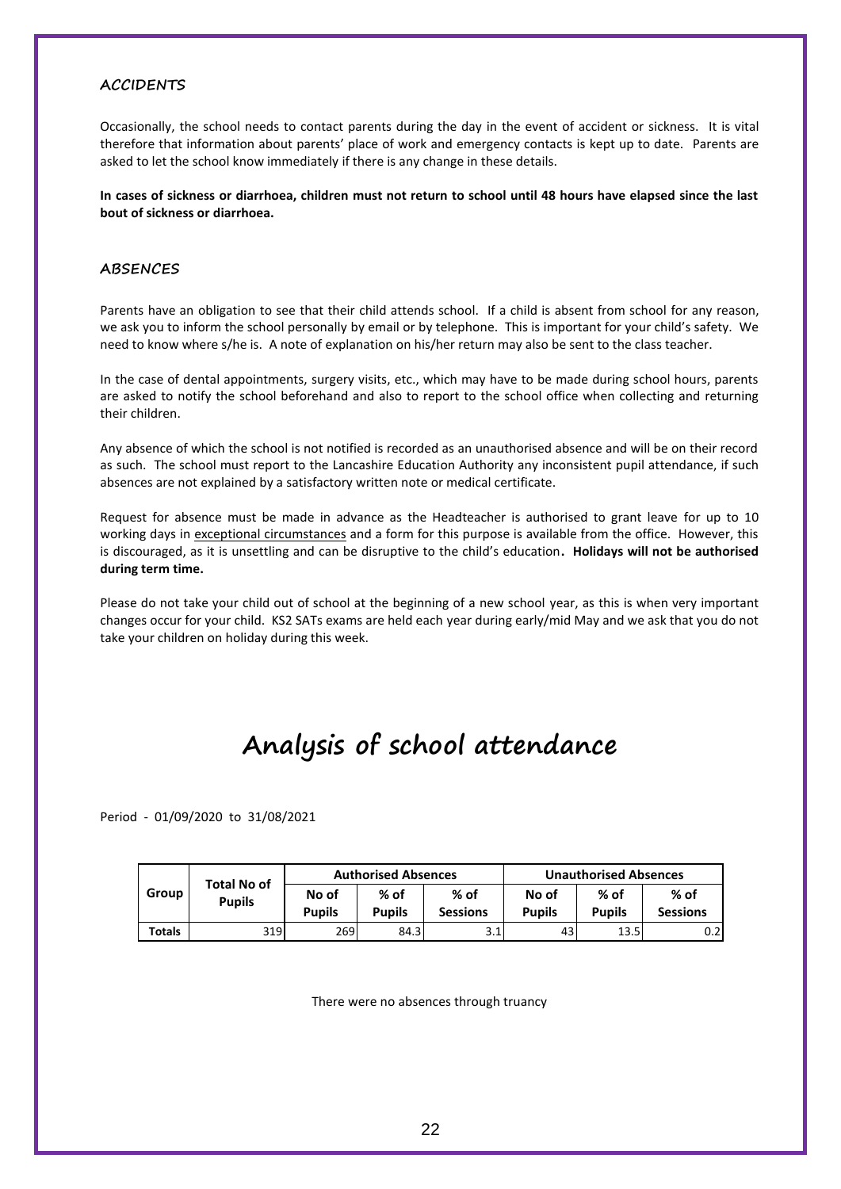## ACCIDENTS

Occasionally, the school needs to contact parents during the day in the event of accident or sickness. It is vital therefore that information about parents' place of work and emergency contacts is kept up to date. Parents are asked to let the school know immediately if there is any change in these details.

**In cases of sickness or diarrhoea, children must not return to school until 48 hours have elapsed since the last bout of sickness or diarrhoea.**

## ABSENCES

Parents have an obligation to see that their child attends school. If a child is absent from school for any reason, we ask you to inform the school personally by email or by telephone. This is important for your child's safety. We need to know where s/he is. A note of explanation on his/her return may also be sent to the class teacher.

In the case of dental appointments, surgery visits, etc., which may have to be made during school hours, parents are asked to notify the school beforehand and also to report to the school office when collecting and returning their children.

Any absence of which the school is not notified is recorded as an unauthorised absence and will be on their record as such. The school must report to the Lancashire Education Authority any inconsistent pupil attendance, if such absences are not explained by a satisfactory written note or medical certificate.

Request for absence must be made in advance as the Headteacher is authorised to grant leave for up to 10 working days in exceptional circumstances and a form for this purpose is available from the office. However, this is discouraged, as it is unsettling and can be disruptive to the child's education. **Holidays will not be authorised during term time.**

Please do not take your child out of school at the beginning of a new school year, as this is when very important changes occur for your child. KS2 SATs exams are held each year during early/mid May and we ask that you do not take your children on holiday during this week.

# Analysis of school attendance

Period - 01/09/2020 to 31/08/2021

| Group | Total No of Pupils | Authorised Absences | | | Unauthorised Absences | | |
|---|---|---|---|---|---|---|---|
| | | No of Pupils | % of Pupils | % of Sessions | No of Pupils | % of Pupils | % of Sessions |
| **Totals** | 319 | 269 | 84.3 | 3.1 | 43 | 13.5 | 0.2 |

There were no absences through truancy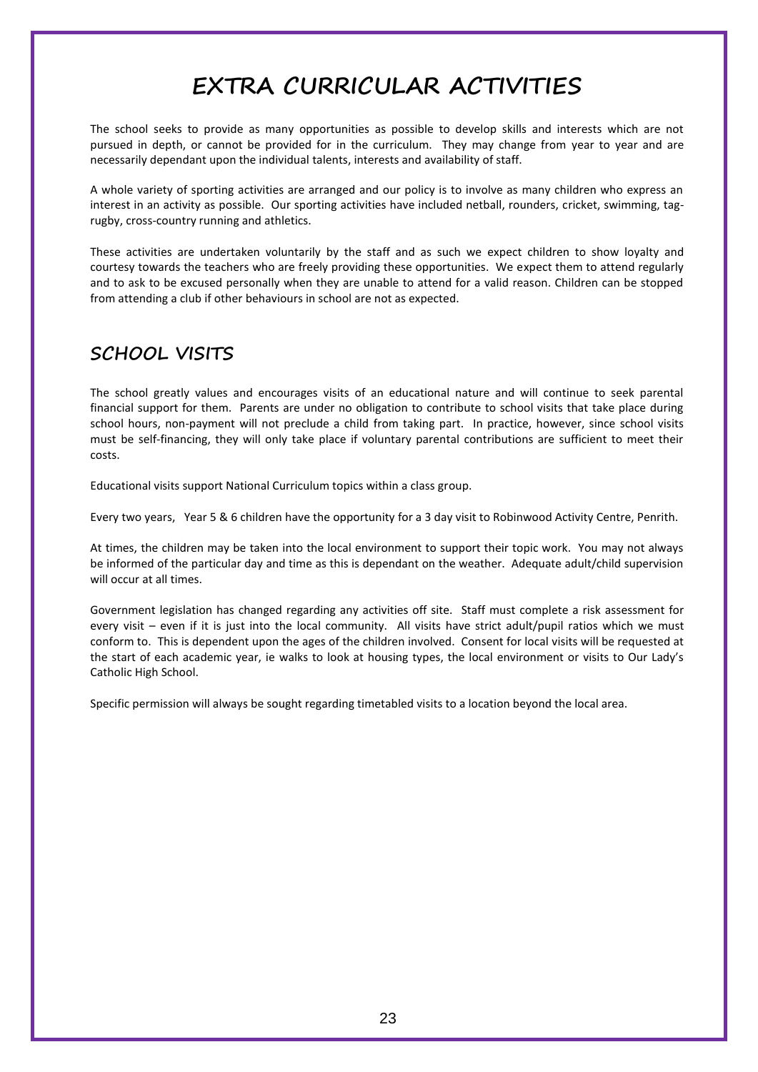# EXTRA CURRICULAR ACTIVITIES

The school seeks to provide as many opportunities as possible to develop skills and interests which are not pursued in depth, or cannot be provided for in the curriculum. They may change from year to year and are necessarily dependant upon the individual talents, interests and availability of staff.

A whole variety of sporting activities are arranged and our policy is to involve as many children who express an interest in an activity as possible. Our sporting activities have included netball, rounders, cricket, swimming, tag-rugby, cross-country running and athletics.

These activities are undertaken voluntarily by the staff and as such we expect children to show loyalty and courtesy towards the teachers who are freely providing these opportunities. We expect them to attend regularly and to ask to be excused personally when they are unable to attend for a valid reason. Children can be stopped from attending a club if other behaviours in school are not as expected.

## SCHOOL VISITS

The school greatly values and encourages visits of an educational nature and will continue to seek parental financial support for them. Parents are under no obligation to contribute to school visits that take place during school hours, non-payment will not preclude a child from taking part. In practice, however, since school visits must be self-financing, they will only take place if voluntary parental contributions are sufficient to meet their costs.

Educational visits support National Curriculum topics within a class group.

Every two years, Year 5 & 6 children have the opportunity for a 3 day visit to Robinwood Activity Centre, Penrith.

At times, the children may be taken into the local environment to support their topic work. You may not always be informed of the particular day and time as this is dependant on the weather. Adequate adult/child supervision will occur at all times.

Government legislation has changed regarding any activities off site. Staff must complete a risk assessment for every visit – even if it is just into the local community. All visits have strict adult/pupil ratios which we must conform to. This is dependent upon the ages of the children involved. Consent for local visits will be requested at the start of each academic year, ie walks to look at housing types, the local environment or visits to Our Lady's Catholic High School.

Specific permission will always be sought regarding timetabled visits to a location beyond the local area.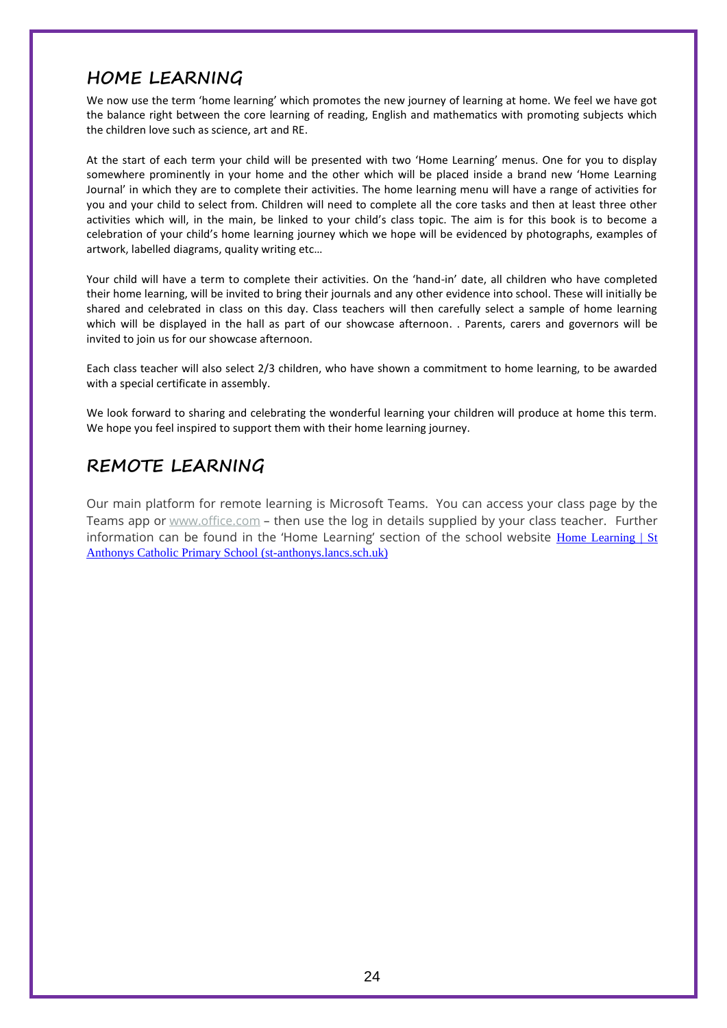## HOME LEARNING

We now use the term 'home learning' which promotes the new journey of learning at home. We feel we have got the balance right between the core learning of reading, English and mathematics with promoting subjects which the children love such as science, art and RE.

At the start of each term your child will be presented with two 'Home Learning' menus. One for you to display somewhere prominently in your home and the other which will be placed inside a brand new 'Home Learning Journal' in which they are to complete their activities. The home learning menu will have a range of activities for you and your child to select from. Children will need to complete all the core tasks and then at least three other activities which will, in the main, be linked to your child's class topic. The aim is for this book is to become a celebration of your child's home learning journey which we hope will be evidenced by photographs, examples of artwork, labelled diagrams, quality writing etc…

Your child will have a term to complete their activities. On the 'hand-in' date, all children who have completed their home learning, will be invited to bring their journals and any other evidence into school. These will initially be shared and celebrated in class on this day. Class teachers will then carefully select a sample of home learning which will be displayed in the hall as part of our showcase afternoon. . Parents, carers and governors will be invited to join us for our showcase afternoon.

Each class teacher will also select 2/3 children, who have shown a commitment to home learning, to be awarded with a special certificate in assembly.

We look forward to sharing and celebrating the wonderful learning your children will produce at home this term. We hope you feel inspired to support them with their home learning journey.

## REMOTE LEARNING

Our main platform for remote learning is Microsoft Teams. You can access your class page by the Teams app or www.office.com – then use the log in details supplied by your class teacher. Further information can be found in the 'Home Learning' section of the school website Home Learning | St Anthonys Catholic Primary School (st-anthonys.lancs.sch.uk)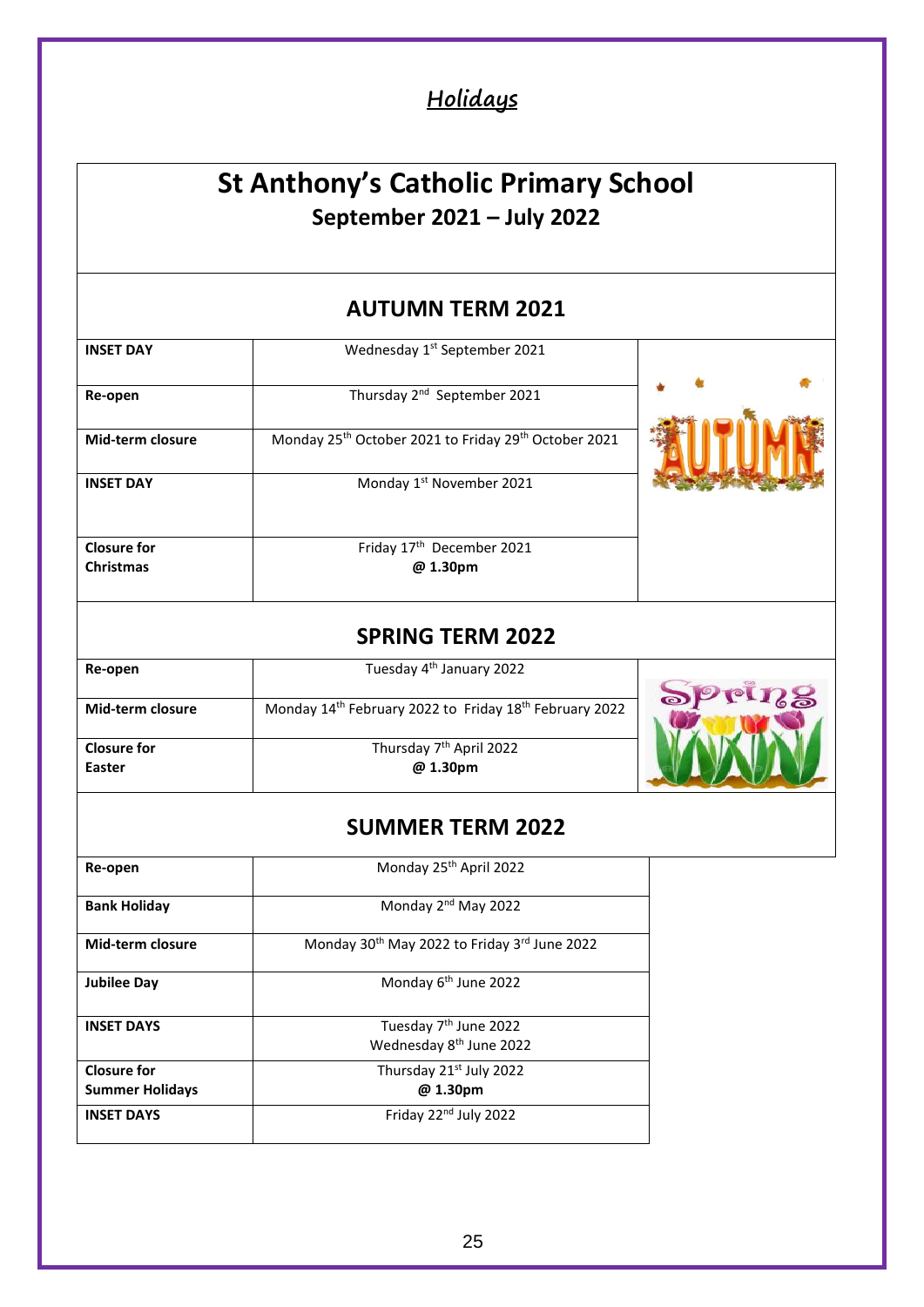# *Holidays*

## St Anthony's Catholic Primary School

### September 2021 – July 2022

### AUTUMN TERM 2021

| | |
|---|---|
| **INSET DAY** | Wednesday 1st September 2021 |
| **Re-open** | Thursday 2nd September 2021 |
| **Mid-term closure** | Monday 25th October 2021 to Friday 29th October 2021 |
| **INSET DAY** | Monday 1st November 2021 |
| **Closure for Christmas** | Friday 17th December 2021 **@ 1.30pm** |

### SPRING TERM 2022

| | |
|---|---|
| **Re-open** | Tuesday 4th January 2022 |
| **Mid-term closure** | Monday 14th February 2022 to Friday 18th February 2022 |
| **Closure for Easter** | Thursday 7th April 2022 **@ 1.30pm** |

### SUMMER TERM 2022

| | |
|---|---|
| **Re-open** | Monday 25th April 2022 |
| **Bank Holiday** | Monday 2nd May 2022 |
| **Mid-term closure** | Monday 30th May 2022 to Friday 3rd June 2022 |
| **Jubilee Day** | Monday 6th June 2022 |
| **INSET DAYS** | Tuesday 7th June 2022<br>Wednesday 8th June 2022 |
| **Closure for Summer Holidays** | Thursday 21st July 2022 **@ 1.30pm** |
| **INSET DAYS** | Friday 22nd July 2022 |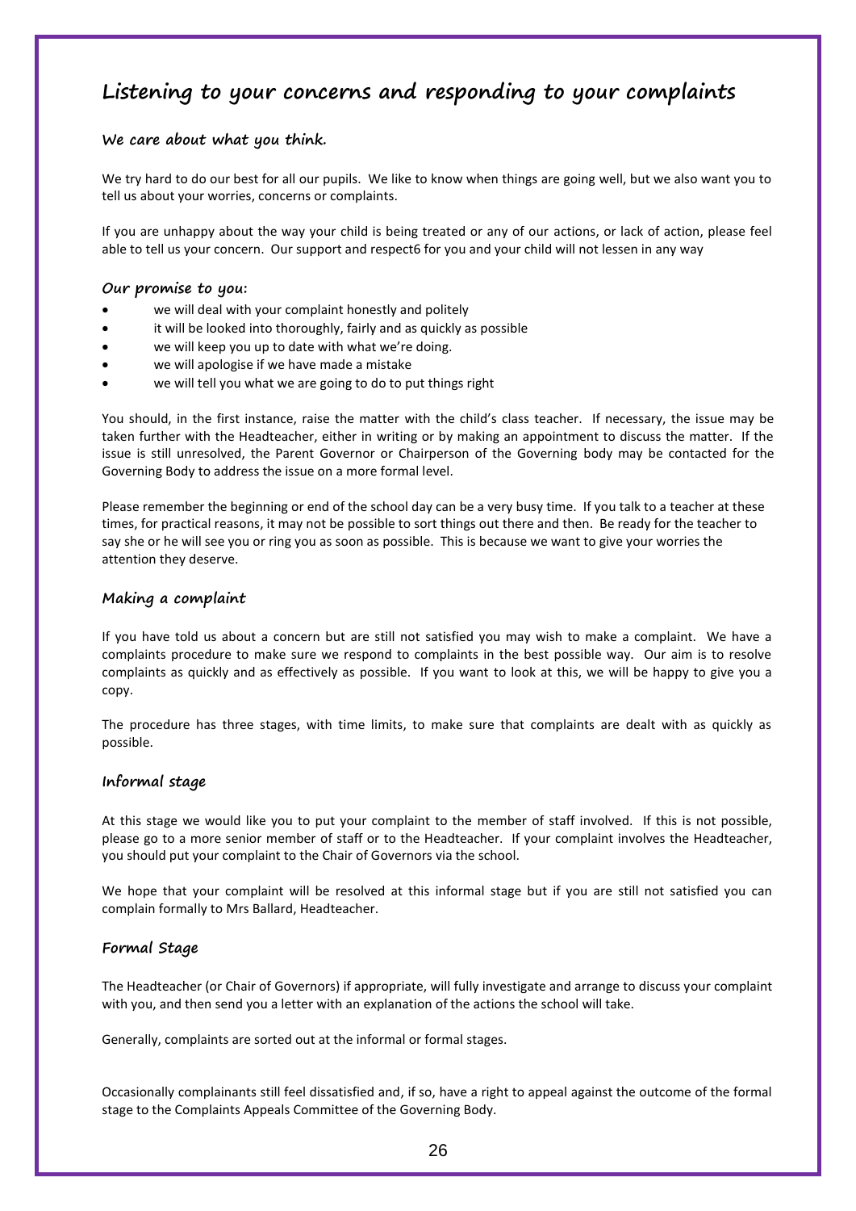# Listening to your concerns and responding to your complaints

### We care about what you think.

We try hard to do our best for all our pupils. We like to know when things are going well, but we also want you to tell us about your worries, concerns or complaints.

If you are unhappy about the way your child is being treated or any of our actions, or lack of action, please feel able to tell us your concern. Our support and respect6 for you and your child will not lessen in any way

### Our promise to you:

- we will deal with your complaint honestly and politely
- it will be looked into thoroughly, fairly and as quickly as possible
- we will keep you up to date with what we're doing.
- we will apologise if we have made a mistake
- we will tell you what we are going to do to put things right

You should, in the first instance, raise the matter with the child's class teacher. If necessary, the issue may be taken further with the Headteacher, either in writing or by making an appointment to discuss the matter. If the issue is still unresolved, the Parent Governor or Chairperson of the Governing body may be contacted for the Governing Body to address the issue on a more formal level.

Please remember the beginning or end of the school day can be a very busy time. If you talk to a teacher at these times, for practical reasons, it may not be possible to sort things out there and then. Be ready for the teacher to say she or he will see you or ring you as soon as possible. This is because we want to give your worries the attention they deserve.

## Making a complaint

If you have told us about a concern but are still not satisfied you may wish to make a complaint. We have a complaints procedure to make sure we respond to complaints in the best possible way. Our aim is to resolve complaints as quickly and as effectively as possible. If you want to look at this, we will be happy to give you a copy.

The procedure has three stages, with time limits, to make sure that complaints are dealt with as quickly as possible.

## Informal stage

At this stage we would like you to put your complaint to the member of staff involved. If this is not possible, please go to a more senior member of staff or to the Headteacher. If your complaint involves the Headteacher, you should put your complaint to the Chair of Governors via the school.

We hope that your complaint will be resolved at this informal stage but if you are still not satisfied you can complain formally to Mrs Ballard, Headteacher.

## Formal Stage

The Headteacher (or Chair of Governors) if appropriate, will fully investigate and arrange to discuss your complaint with you, and then send you a letter with an explanation of the actions the school will take.

Generally, complaints are sorted out at the informal or formal stages.

Occasionally complainants still feel dissatisfied and, if so, have a right to appeal against the outcome of the formal stage to the Complaints Appeals Committee of the Governing Body.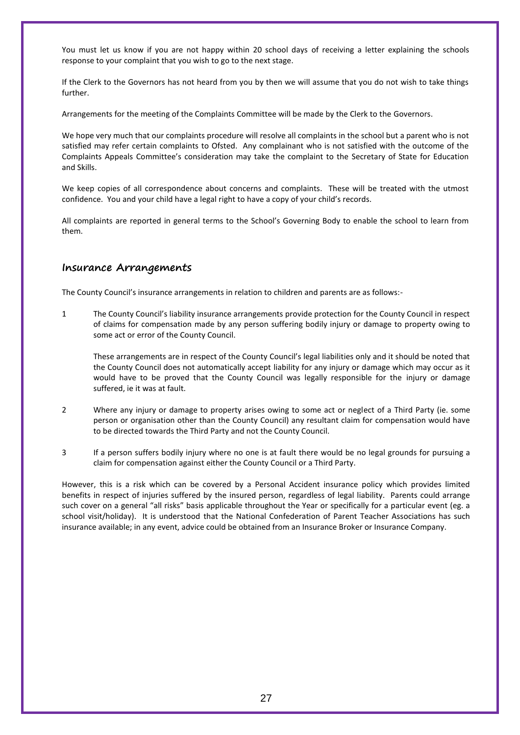You must let us know if you are not happy within 20 school days of receiving a letter explaining the schools response to your complaint that you wish to go to the next stage.

If the Clerk to the Governors has not heard from you by then we will assume that you do not wish to take things further.

Arrangements for the meeting of the Complaints Committee will be made by the Clerk to the Governors.

We hope very much that our complaints procedure will resolve all complaints in the school but a parent who is not satisfied may refer certain complaints to Ofsted. Any complainant who is not satisfied with the outcome of the Complaints Appeals Committee's consideration may take the complaint to the Secretary of State for Education and Skills.

We keep copies of all correspondence about concerns and complaints. These will be treated with the utmost confidence. You and your child have a legal right to have a copy of your child's records.

All complaints are reported in general terms to the School's Governing Body to enable the school to learn from them.

## Insurance Arrangements

The County Council's insurance arrangements in relation to children and parents are as follows:-

1. The County Council's liability insurance arrangements provide protection for the County Council in respect of claims for compensation made by any person suffering bodily injury or damage to property owing to some act or error of the County Council.

   These arrangements are in respect of the County Council's legal liabilities only and it should be noted that the County Council does not automatically accept liability for any injury or damage which may occur as it would have to be proved that the County Council was legally responsible for the injury or damage suffered, ie it was at fault.

2. Where any injury or damage to property arises owing to some act or neglect of a Third Party (ie. some person or organisation other than the County Council) any resultant claim for compensation would have to be directed towards the Third Party and not the County Council.

3. If a person suffers bodily injury where no one is at fault there would be no legal grounds for pursuing a claim for compensation against either the County Council or a Third Party.

However, this is a risk which can be covered by a Personal Accident insurance policy which provides limited benefits in respect of injuries suffered by the insured person, regardless of legal liability. Parents could arrange such cover on a general "all risks" basis applicable throughout the Year or specifically for a particular event (eg. a school visit/holiday). It is understood that the National Confederation of Parent Teacher Associations has such insurance available; in any event, advice could be obtained from an Insurance Broker or Insurance Company.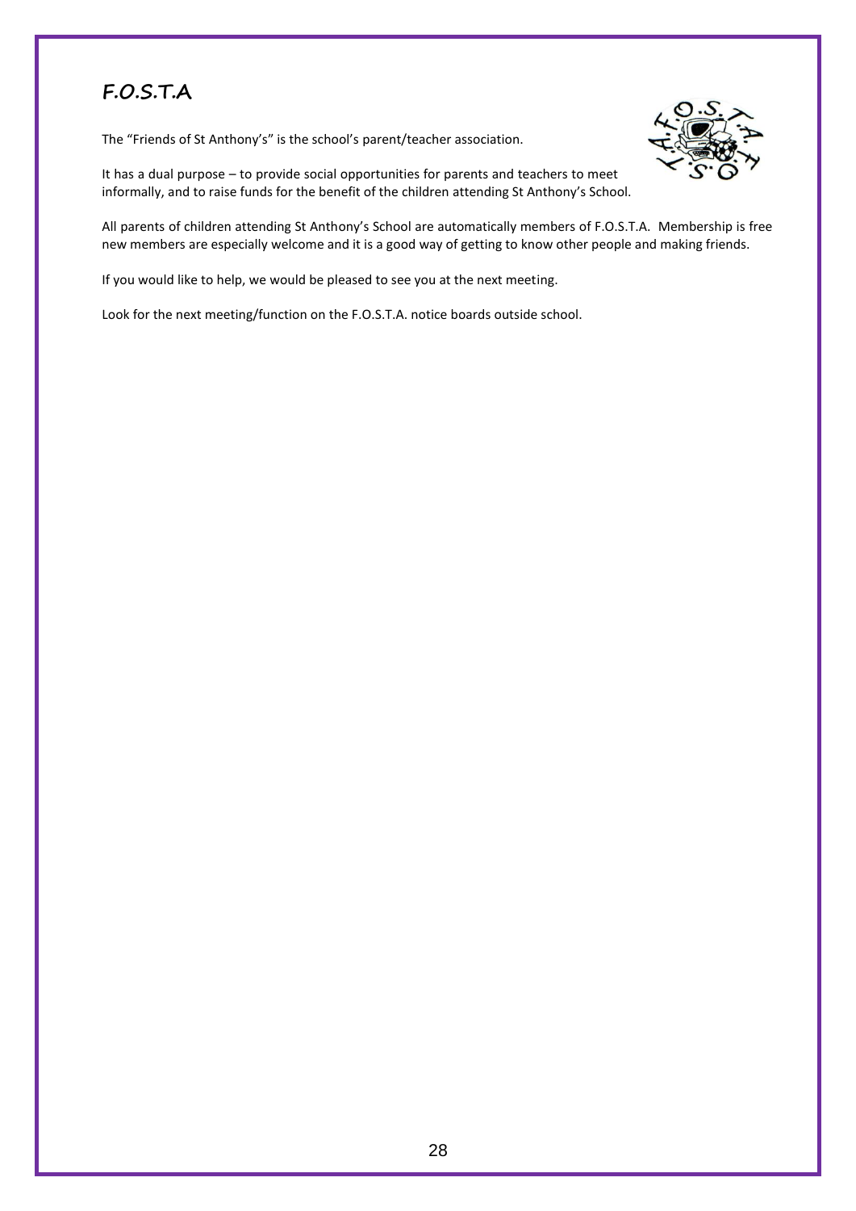# F.O.S.T.A

The "Friends of St Anthony's" is the school's parent/teacher association.

It has a dual purpose – to provide social opportunities for parents and teachers to meet informally, and to raise funds for the benefit of the children attending St Anthony's School.

All parents of children attending St Anthony's School are automatically members of F.O.S.T.A. Membership is free new members are especially welcome and it is a good way of getting to know other people and making friends.

If you would like to help, we would be pleased to see you at the next meeting.

Look for the next meeting/function on the F.O.S.T.A. notice boards outside school.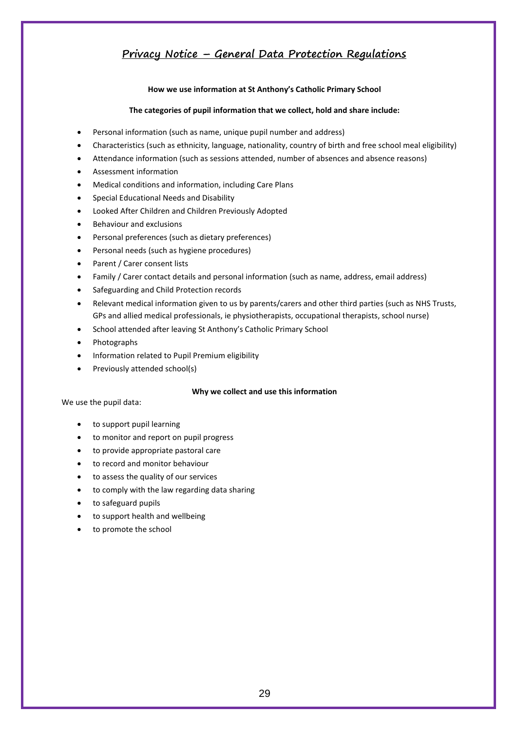## Privacy Notice – General Data Protection Regulations

**How we use information at St Anthony's Catholic Primary School**

**The categories of pupil information that we collect, hold and share include:**

- Personal information (such as name, unique pupil number and address)
- Characteristics (such as ethnicity, language, nationality, country of birth and free school meal eligibility)
- Attendance information (such as sessions attended, number of absences and absence reasons)
- Assessment information
- Medical conditions and information, including Care Plans
- Special Educational Needs and Disability
- Looked After Children and Children Previously Adopted
- Behaviour and exclusions
- Personal preferences (such as dietary preferences)
- Personal needs (such as hygiene procedures)
- Parent / Carer consent lists
- Family / Carer contact details and personal information (such as name, address, email address)
- Safeguarding and Child Protection records
- Relevant medical information given to us by parents/carers and other third parties (such as NHS Trusts, GPs and allied medical professionals, ie physiotherapists, occupational therapists, school nurse)
- School attended after leaving St Anthony's Catholic Primary School
- Photographs
- Information related to Pupil Premium eligibility
- Previously attended school(s)

**Why we collect and use this information**

We use the pupil data:

- to support pupil learning
- to monitor and report on pupil progress
- to provide appropriate pastoral care
- to record and monitor behaviour
- to assess the quality of our services
- to comply with the law regarding data sharing
- to safeguard pupils
- to support health and wellbeing
- to promote the school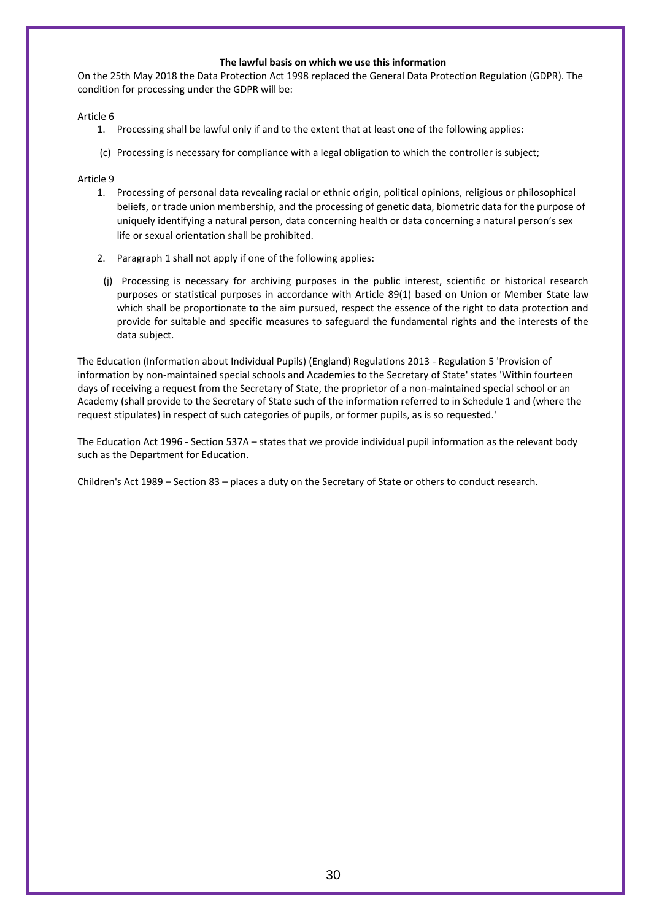**The lawful basis on which we use this information**

On the 25th May 2018 the Data Protection Act 1998 replaced the General Data Protection Regulation (GDPR). The condition for processing under the GDPR will be:

Article 6

1. Processing shall be lawful only if and to the extent that at least one of the following applies:

(c) Processing is necessary for compliance with a legal obligation to which the controller is subject;

Article 9

1. Processing of personal data revealing racial or ethnic origin, political opinions, religious or philosophical beliefs, or trade union membership, and the processing of genetic data, biometric data for the purpose of uniquely identifying a natural person, data concerning health or data concerning a natural person's sex life or sexual orientation shall be prohibited.
2. Paragraph 1 shall not apply if one of the following applies:

(j) Processing is necessary for archiving purposes in the public interest, scientific or historical research purposes or statistical purposes in accordance with Article 89(1) based on Union or Member State law which shall be proportionate to the aim pursued, respect the essence of the right to data protection and provide for suitable and specific measures to safeguard the fundamental rights and the interests of the data subject.

The Education (Information about Individual Pupils) (England) Regulations 2013 - Regulation 5 'Provision of information by non-maintained special schools and Academies to the Secretary of State' states 'Within fourteen days of receiving a request from the Secretary of State, the proprietor of a non-maintained special school or an Academy (shall provide to the Secretary of State such of the information referred to in Schedule 1 and (where the request stipulates) in respect of such categories of pupils, or former pupils, as is so requested.'

The Education Act 1996 - Section 537A – states that we provide individual pupil information as the relevant body such as the Department for Education.

Children's Act 1989 – Section 83 – places a duty on the Secretary of State or others to conduct research.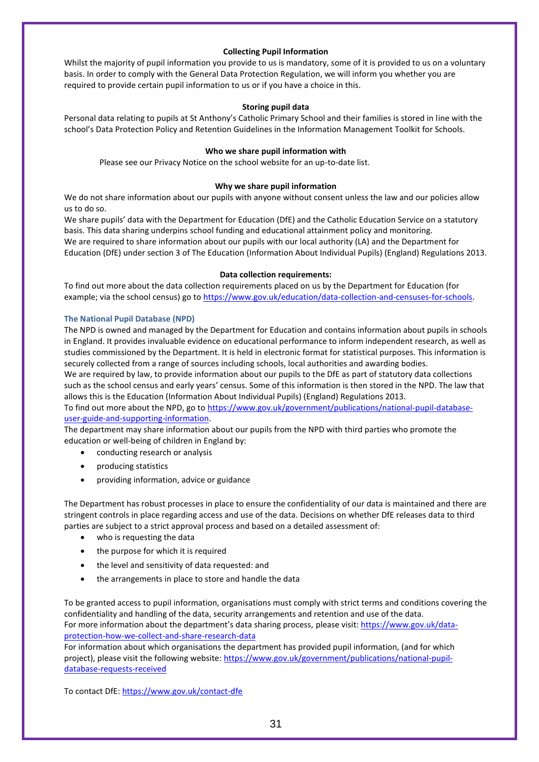### Collecting Pupil Information

Whilst the majority of pupil information you provide to us is mandatory, some of it is provided to us on a voluntary basis. In order to comply with the General Data Protection Regulation, we will inform you whether you are required to provide certain pupil information to us or if you have a choice in this.

### Storing pupil data

Personal data relating to pupils at St Anthony's Catholic Primary School and their families is stored in line with the school's Data Protection Policy and Retention Guidelines in the Information Management Toolkit for Schools.

### Who we share pupil information with

Please see our Privacy Notice on the school website for an up-to-date list.

### Why we share pupil information

We do not share information about our pupils with anyone without consent unless the law and our policies allow us to do so.

We share pupils' data with the Department for Education (DfE) and the Catholic Education Service on a statutory basis. This data sharing underpins school funding and educational attainment policy and monitoring.

We are required to share information about our pupils with our local authority (LA) and the Department for Education (DfE) under section 3 of The Education (Information About Individual Pupils) (England) Regulations 2013.

### Data collection requirements:

To find out more about the data collection requirements placed on us by the Department for Education (for example; via the school census) go to https://www.gov.uk/education/data-collection-and-censuses-for-schools.

### The National Pupil Database (NPD)

The NPD is owned and managed by the Department for Education and contains information about pupils in schools in England. It provides invaluable evidence on educational performance to inform independent research, as well as studies commissioned by the Department. It is held in electronic format for statistical purposes. This information is securely collected from a range of sources including schools, local authorities and awarding bodies.

We are required by law, to provide information about our pupils to the DfE as part of statutory data collections such as the school census and early years' census. Some of this information is then stored in the NPD. The law that allows this is the Education (Information About Individual Pupils) (England) Regulations 2013.

To find out more about the NPD, go to https://www.gov.uk/government/publications/national-pupil-database-user-guide-and-supporting-information.

The department may share information about our pupils from the NPD with third parties who promote the education or well-being of children in England by:

- conducting research or analysis
- producing statistics
- providing information, advice or guidance

The Department has robust processes in place to ensure the confidentiality of our data is maintained and there are stringent controls in place regarding access and use of the data. Decisions on whether DfE releases data to third parties are subject to a strict approval process and based on a detailed assessment of:

- who is requesting the data
- the purpose for which it is required
- the level and sensitivity of data requested: and
- the arrangements in place to store and handle the data

To be granted access to pupil information, organisations must comply with strict terms and conditions covering the confidentiality and handling of the data, security arrangements and retention and use of the data.

For more information about the department's data sharing process, please visit: https://www.gov.uk/data-protection-how-we-collect-and-share-research-data

For information about which organisations the department has provided pupil information, (and for which project), please visit the following website: https://www.gov.uk/government/publications/national-pupil-database-requests-received

To contact DfE: https://www.gov.uk/contact-dfe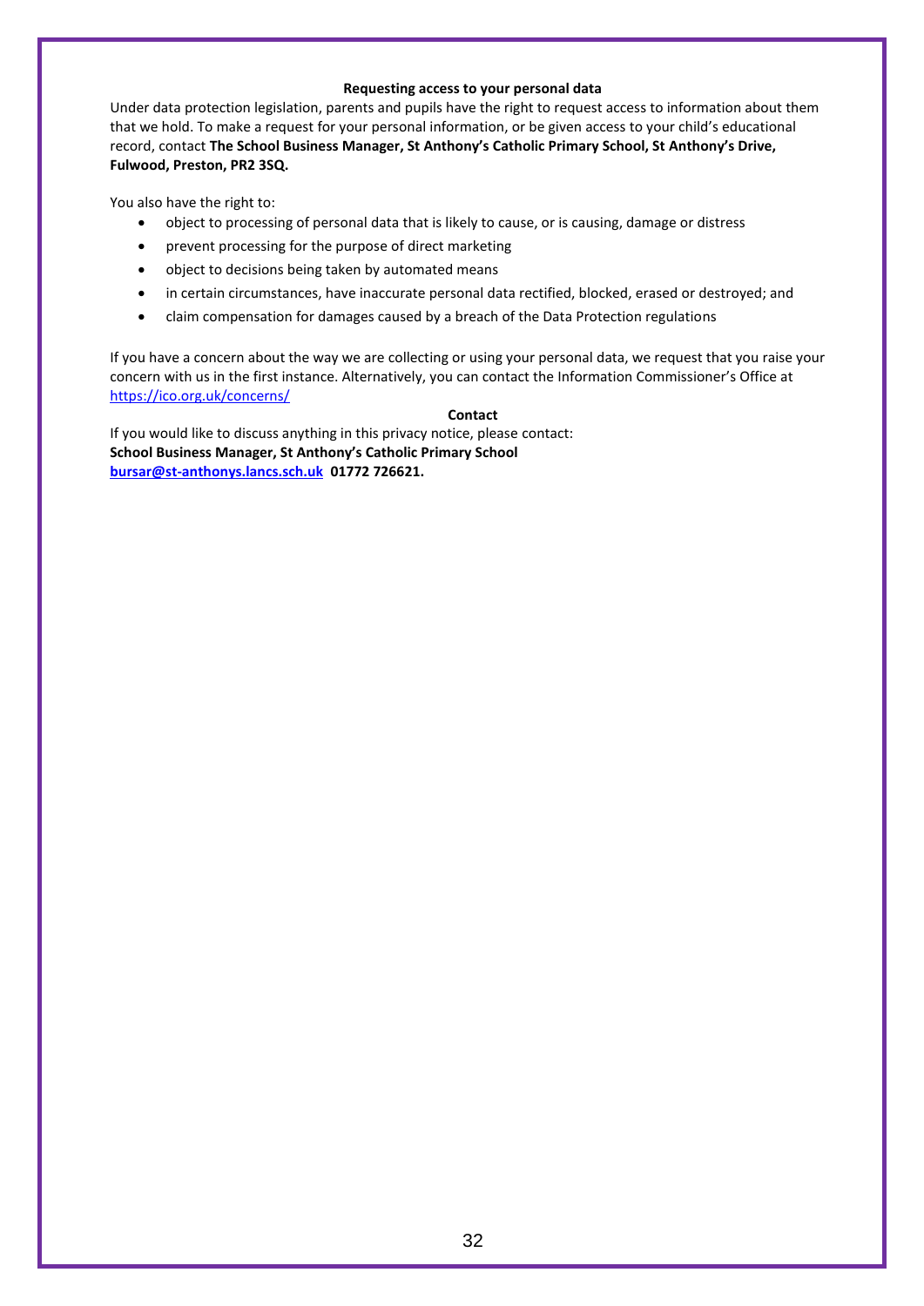**Requesting access to your personal data**

Under data protection legislation, parents and pupils have the right to request access to information about them that we hold. To make a request for your personal information, or be given access to your child's educational record, contact **The School Business Manager, St Anthony's Catholic Primary School, St Anthony's Drive, Fulwood, Preston, PR2 3SQ.**

You also have the right to:

- object to processing of personal data that is likely to cause, or is causing, damage or distress
- prevent processing for the purpose of direct marketing
- object to decisions being taken by automated means
- in certain circumstances, have inaccurate personal data rectified, blocked, erased or destroyed; and
- claim compensation for damages caused by a breach of the Data Protection regulations

If you have a concern about the way we are collecting or using your personal data, we request that you raise your concern with us in the first instance. Alternatively, you can contact the Information Commissioner's Office at https://ico.org.uk/concerns/

**Contact**

If you would like to discuss anything in this privacy notice, please contact:
**School Business Manager, St Anthony's Catholic Primary School**
**bursar@st-anthonys.lancs.sch.uk 01772 726621.**